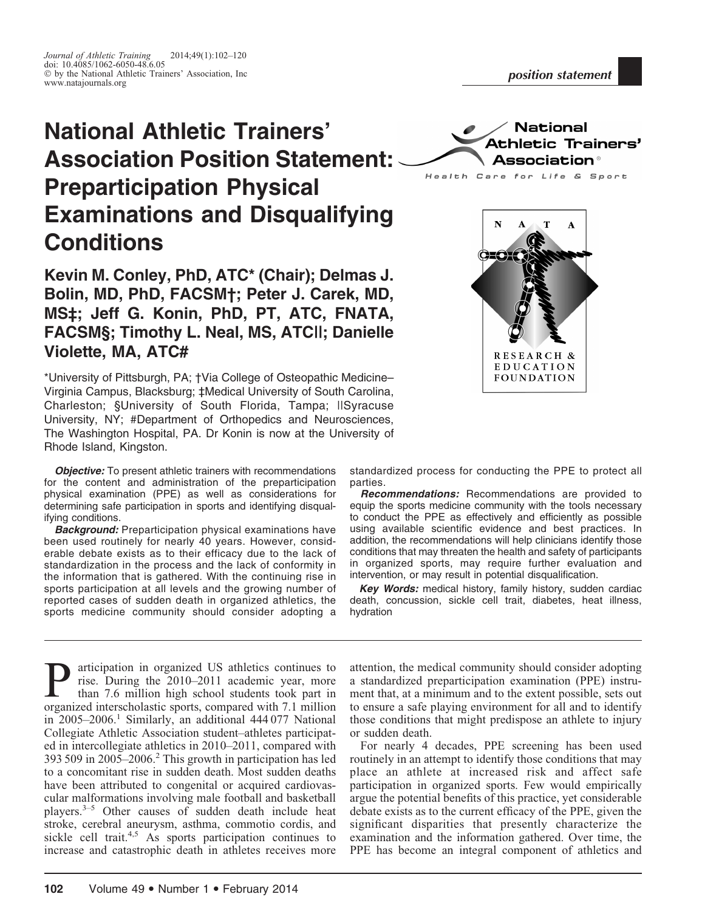*position statement*

# National Athletic Trainers' Association Position Statement: Preparticipation Physical Examinations and Disqualifying Conditions

**Kevin M. Conley, PhD, ATC\* (Chair); Delmas J. Bolin, MD, PhD, FACSM†; Peter J. Carek, MD, MS‡; Jeff G. Konin, PhD, PT, ATC, FNATA, FACSM§; Timothy L. Neal, MS, ATC||; Danielle Violette, MA, ATC#**

\*University of Pittsburgh, PA; †Via College of Osteopathic Medicine–Virginia Campus, Blacksburg; ‡Medical University of South Carolina, Charleston; §University of South Florida, Tampa; ||Syracuse University, NY; #Department of Orthopedics and Neurosciences, The Washington Hospital, PA. Dr Konin is now at the University of Rhode Island, Kingston.

***Objective:*** To present athletic trainers with recommendations for the content and administration of the preparticipation physical examination (PPE) as well as considerations for determining safe participation in sports and identifying disqualifying conditions.

***Background:*** Preparticipation physical examinations have been used routinely for nearly 40 years. However, considerable debate exists as to their efficacy due to the lack of standardization in the process and the lack of conformity in the information that is gathered. With the continuing rise in sports participation at all levels and the growing number of reported cases of sudden death in organized athletics, the sports medicine community should consider adopting a standardized process for conducting the PPE to protect all parties.

***Recommendations:*** Recommendations are provided to equip the sports medicine community with the tools necessary to conduct the PPE as effectively and efficiently as possible using available scientific evidence and best practices. In addition, the recommendations will help clinicians identify those conditions that may threaten the health and safety of participants in organized sports, may require further evaluation and intervention, or may result in potential disqualification.

***Key Words:*** medical history, family history, sudden cardiac death, concussion, sickle cell trait, diabetes, heat illness, hydration

Participation in organized US athletics continues to rise. During the 2010–2011 academic year, more than 7.6 million high school students took part in organized interscholastic sports, compared with 7.1 million in 2005–2006.[1] Similarly, an additional 444 077 National Collegiate Athletic Association student–athletes participated in intercollegiate athletics in 2010–2011, compared with 393 509 in 2005–2006.[2] This growth in participation has led to a concomitant rise in sudden death. Most sudden deaths have been attributed to congenital or acquired cardiovascular malformations involving male football and basketball players.[3–5] Other causes of sudden death include heat stroke, cerebral aneurysm, asthma, commotio cordis, and sickle cell trait.[4,5] As sports participation continues to increase and catastrophic death in athletes receives more attention, the medical community should consider adopting a standardized preparticipation examination (PPE) instrument that, at a minimum and to the extent possible, sets out to ensure a safe playing environment for all and to identify those conditions that might predispose an athlete to injury or sudden death.

For nearly 4 decades, PPE screening has been used routinely in an attempt to identify those conditions that may place an athlete at increased risk and affect safe participation in organized sports. Few would empirically argue the potential benefits of this practice, yet considerable debate exists as to the current efficacy of the PPE, given the significant disparities that presently characterize the examination and the information gathered. Over time, the PPE has become an integral component of athletics and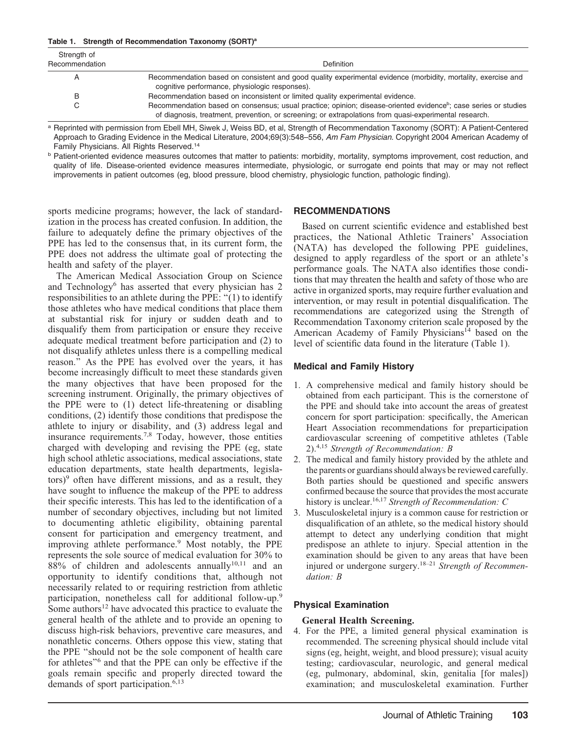**Table 1. Strength of Recommendation Taxonomy (SORT)[a]**

| Strength of Recommendation | Definition |
|---|---|
| A | Recommendation based on consistent and good quality experimental evidence (morbidity, mortality, exercise and cognitive performance, physiologic responses). |
| B | Recommendation based on inconsistent or limited quality experimental evidence. |
| C | Recommendation based on consensus; usual practice; opinion; disease-oriented evidence[b]; case series or studies of diagnosis, treatment, prevention, or screening; or extrapolations from quasi-experimental research. |

[a] Reprinted with permission from Ebell MH, Siwek J, Weiss BD, et al, Strength of Recommendation Taxonomy (SORT): A Patient-Centered Approach to Grading Evidence in the Medical Literature, 2004;69(3):548–556, *Am Fam Physician*. Copyright 2004 American Academy of Family Physicians. All Rights Reserved.[14]

[b] Patient-oriented evidence measures outcomes that matter to patients: morbidity, mortality, symptoms improvement, cost reduction, and quality of life. Disease-oriented evidence measures intermediate, physiologic, or surrogate end points that may or may not reflect improvements in patient outcomes (eg, blood pressure, blood chemistry, physiologic function, pathologic finding).

sports medicine programs; however, the lack of standardization in the process has created confusion. In addition, the failure to adequately define the primary objectives of the PPE has led to the consensus that, in its current form, the PPE does not address the ultimate goal of protecting the health and safety of the player.

The American Medical Association Group on Science and Technology[6] has asserted that every physician has 2 responsibilities to an athlete during the PPE: "(1) to identify those athletes who have medical conditions that place them at substantial risk for injury or sudden death and to disqualify them from participation or ensure they receive adequate medical treatment before participation and (2) to not disqualify athletes unless there is a compelling medical reason." As the PPE has evolved over the years, it has become increasingly difficult to meet these standards given the many objectives that have been proposed for the screening instrument. Originally, the primary objectives of the PPE were to (1) detect life-threatening or disabling conditions, (2) identify those conditions that predispose the athlete to injury or disability, and (3) address legal and insurance requirements.[7,8] Today, however, those entities charged with developing and revising the PPE (eg, state high school athletic associations, medical associations, state education departments, state health departments, legislators)[9] often have different missions, and as a result, they have sought to influence the makeup of the PPE to address their specific interests. This has led to the identification of a number of secondary objectives, including but not limited to documenting athletic eligibility, obtaining parental consent for participation and emergency treatment, and improving athlete performance.[9] Most notably, the PPE represents the sole source of medical evaluation for 30% to 88% of children and adolescents annually[10,11] and an opportunity to identify conditions that, although not necessarily related to or requiring restriction from athletic participation, nonetheless call for additional follow-up.[9] Some authors[12] have advocated this practice to evaluate the general health of the athlete and to provide an opening to discuss high-risk behaviors, preventive care measures, and nonathletic concerns. Others oppose this view, stating that the PPE "should not be the sole component of health care for athletes"[6] and that the PPE can only be effective if the goals remain specific and properly directed toward the demands of sport participation.[6,13]

## RECOMMENDATIONS

Based on current scientific evidence and established best practices, the National Athletic Trainers' Association (NATA) has developed the following PPE guidelines, designed to apply regardless of the sport or an athlete's performance goals. The NATA also identifies those conditions that may threaten the health and safety of those who are active in organized sports, may require further evaluation and intervention, or may result in potential disqualification. The recommendations are categorized using the Strength of Recommendation Taxonomy criterion scale proposed by the American Academy of Family Physicians[14] based on the level of scientific data found in the literature (Table 1).

### Medical and Family History

1. A comprehensive medical and family history should be obtained from each participant. This is the cornerstone of the PPE and should take into account the areas of greatest concern for sport participation: specifically, the American Heart Association recommendations for preparticipation cardiovascular screening of competitive athletes (Table 2).[4,15] *Strength of Recommendation: B*
2. The medical and family history provided by the athlete and the parents or guardians should always be reviewed carefully. Both parties should be questioned and specific answers confirmed because the source that provides the most accurate history is unclear.[16,17] *Strength of Recommendation: C*
3. Musculoskeletal injury is a common cause for restriction or disqualification of an athlete, so the medical history should attempt to detect any underlying condition that might predispose an athlete to injury. Special attention in the examination should be given to any areas that have been injured or undergone surgery.[18–21] *Strength of Recommendation: B*

### Physical Examination

#### General Health Screening.

4. For the PPE, a limited general physical examination is recommended. The screening physical should include vital signs (eg, height, weight, and blood pressure); visual acuity testing; cardiovascular, neurologic, and general medical (eg, pulmonary, abdominal, skin, genitalia [for males]) examination; and musculoskeletal examination. Further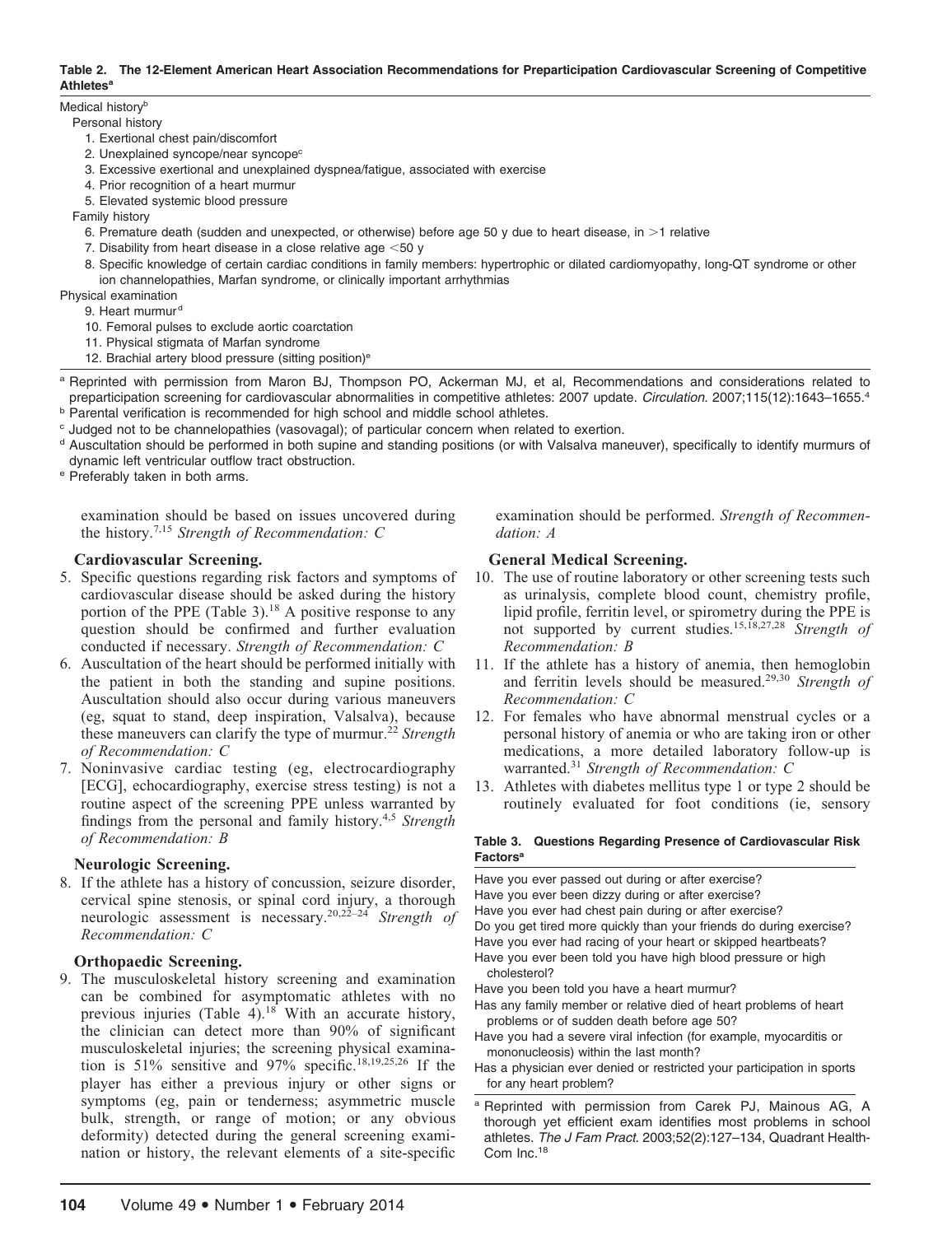**Table 2. The 12-Element American Heart Association Recommendations for Preparticipation Cardiovascular Screening of Competitive Athletes[a]**

Medical history[b]

Personal history

1. Exertional chest pain/discomfort
2. Unexplained syncope/near syncope[c]
3. Excessive exertional and unexplained dyspnea/fatigue, associated with exercise
4. Prior recognition of a heart murmur
5. Elevated systemic blood pressure

Family history

6. Premature death (sudden and unexpected, or otherwise) before age 50 y due to heart disease, in >1 relative
7. Disability from heart disease in a close relative age <50 y
8. Specific knowledge of certain cardiac conditions in family members: hypertrophic or dilated cardiomyopathy, long-QT syndrome or other ion channelopathies, Marfan syndrome, or clinically important arrhythmias

Physical examination

9. Heart murmur[d]
10. Femoral pulses to exclude aortic coarctation
11. Physical stigmata of Marfan syndrome
12. Brachial artery blood pressure (sitting position)[e]

[a] Reprinted with permission from Maron BJ, Thompson PO, Ackerman MJ, et al, Recommendations and considerations related to preparticipation screening for cardiovascular abnormalities in competitive athletes: 2007 update. *Circulation*. 2007;115(12):1643–1655.[4]
[b] Parental verification is recommended for high school and middle school athletes.
[c] Judged not to be channelopathies (vasovagal); of particular concern when related to exertion.
[d] Auscultation should be performed in both supine and standing positions (or with Valsalva maneuver), specifically to identify murmurs of dynamic left ventricular outflow tract obstruction.
[e] Preferably taken in both arms.

examination should be based on issues uncovered during the history.[7,15] *Strength of Recommendation: C*

**Cardiovascular Screening.**

5. Specific questions regarding risk factors and symptoms of cardiovascular disease should be asked during the history portion of the PPE (Table 3).[18] A positive response to any question should be confirmed and further evaluation conducted if necessary. *Strength of Recommendation: C*
6. Auscultation of the heart should be performed initially with the patient in both the standing and supine positions. Auscultation should also occur during various maneuvers (eg, squat to stand, deep inspiration, Valsalva), because these maneuvers can clarify the type of murmur.[22] *Strength of Recommendation: C*
7. Noninvasive cardiac testing (eg, electrocardiography [ECG], echocardiography, exercise stress testing) is not a routine aspect of the screening PPE unless warranted by findings from the personal and family history.[4,5] *Strength of Recommendation: B*

**Neurologic Screening.**

8. If the athlete has a history of concussion, seizure disorder, cervical spine stenosis, or spinal cord injury, a thorough neurologic assessment is necessary.[20,22–24] *Strength of Recommendation: C*

**Orthopaedic Screening.**

9. The musculoskeletal history screening and examination can be combined for asymptomatic athletes with no previous injuries (Table 4).[18] With an accurate history, the clinician can detect more than 90% of significant musculoskeletal injuries; the screening physical examination is 51% sensitive and 97% specific.[18,19,25,26] If the player has either a previous injury or other signs or symptoms (eg, pain or tenderness; asymmetric muscle bulk, strength, or range of motion; or any obvious deformity) detected during the general screening examination or history, the relevant elements of a site-specific examination should be performed. *Strength of Recommendation: A*

**General Medical Screening.**

10. The use of routine laboratory or other screening tests such as urinalysis, complete blood count, chemistry profile, lipid profile, ferritin level, or spirometry during the PPE is not supported by current studies.[15,18,27,28] *Strength of Recommendation: B*
11. If the athlete has a history of anemia, then hemoglobin and ferritin levels should be measured.[29,30] *Strength of Recommendation: C*
12. For females who have abnormal menstrual cycles or a personal history of anemia or who are taking iron or other medications, a more detailed laboratory follow-up is warranted.[31] *Strength of Recommendation: C*
13. Athletes with diabetes mellitus type 1 or type 2 should be routinely evaluated for foot conditions (ie, sensory

**Table 3. Questions Regarding Presence of Cardiovascular Risk Factors[a]**

- Have you ever passed out during or after exercise?
- Have you ever been dizzy during or after exercise?
- Have you ever had chest pain during or after exercise?
- Do you get tired more quickly than your friends do during exercise?
- Have you ever had racing of your heart or skipped heartbeats?
- Have you ever been told you have high blood pressure or high cholesterol?
- Have you been told you have a heart murmur?
- Has any family member or relative died of heart problems of heart problems or of sudden death before age 50?
- Have you had a severe viral infection (for example, myocarditis or mononucleosis) within the last month?
- Has a physician ever denied or restricted your participation in sports for any heart problem?

[a] Reprinted with permission from Carek PJ, Mainous AG, A thorough yet efficient exam identifies most problems in school athletes. *The J Fam Pract*. 2003;52(2):127–134, Quadrant HealthCom Inc.[18]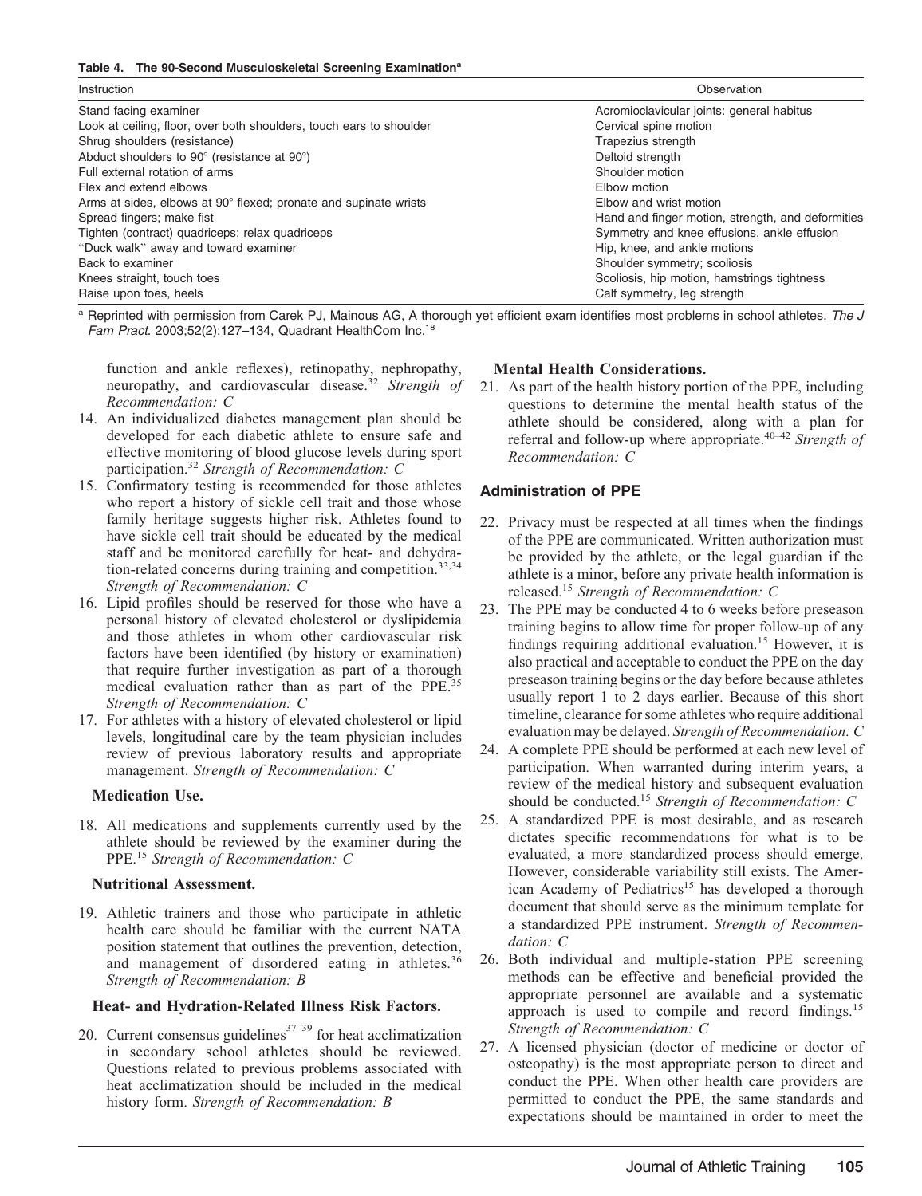**Table 4. The 90-Second Musculoskeletal Screening Examination[a]**

| Instruction | Observation |
|---|---|
| Stand facing examiner | Acromioclavicular joints: general habitus |
| Look at ceiling, floor, over both shoulders, touch ears to shoulder | Cervical spine motion |
| Shrug shoulders (resistance) | Trapezius strength |
| Abduct shoulders to 90° (resistance at 90°) | Deltoid strength |
| Full external rotation of arms | Shoulder motion |
| Flex and extend elbows | Elbow motion |
| Arms at sides, elbows at 90° flexed; pronate and supinate wrists | Elbow and wrist motion |
| Spread fingers; make fist | Hand and finger motion, strength, and deformities |
| Tighten (contract) quadriceps; relax quadriceps | Symmetry and knee effusions, ankle effusion |
| "Duck walk" away and toward examiner | Hip, knee, and ankle motions |
| Back to examiner | Shoulder symmetry; scoliosis |
| Knees straight, touch toes | Scoliosis, hip motion, hamstrings tightness |
| Raise upon toes, heels | Calf symmetry, leg strength |

[a] Reprinted with permission from Carek PJ, Mainous AG, A thorough yet efficient exam identifies most problems in school athletes. *The J Fam Pract*. 2003;52(2):127–134, Quadrant HealthCom Inc.[18]

function and ankle reflexes), retinopathy, nephropathy, neuropathy, and cardiovascular disease.[32] *Strength of Recommendation: C*

14. An individualized diabetes management plan should be developed for each diabetic athlete to ensure safe and effective monitoring of blood glucose levels during sport participation.[32] *Strength of Recommendation: C*
15. Confirmatory testing is recommended for those athletes who report a history of sickle cell trait and those whose family heritage suggests higher risk. Athletes found to have sickle cell trait should be educated by the medical staff and be monitored carefully for heat- and dehydration-related concerns during training and competition.[33,34] *Strength of Recommendation: C*
16. Lipid profiles should be reserved for those who have a personal history of elevated cholesterol or dyslipidemia and those athletes in whom other cardiovascular risk factors have been identified (by history or examination) that require further investigation as part of a thorough medical evaluation rather than as part of the PPE.[35] *Strength of Recommendation: C*
17. For athletes with a history of elevated cholesterol or lipid levels, longitudinal care by the team physician includes review of previous laboratory results and appropriate management. *Strength of Recommendation: C*

**Medication Use.**

18. All medications and supplements currently used by the athlete should be reviewed by the examiner during the PPE.[15] *Strength of Recommendation: C*

**Nutritional Assessment.**

19. Athletic trainers and those who participate in athletic health care should be familiar with the current NATA position statement that outlines the prevention, detection, and management of disordered eating in athletes.[36] *Strength of Recommendation: B*

**Heat- and Hydration-Related Illness Risk Factors.**

20. Current consensus guidelines[37–39] for heat acclimatization in secondary school athletes should be reviewed. Questions related to previous problems associated with heat acclimatization should be included in the medical history form. *Strength of Recommendation: B*

**Mental Health Considerations.**

21. As part of the health history portion of the PPE, including questions to determine the mental health status of the athlete should be considered, along with a plan for referral and follow-up where appropriate.[40–42] *Strength of Recommendation: C*

## Administration of PPE

22. Privacy must be respected at all times when the findings of the PPE are communicated. Written authorization must be provided by the athlete, or the legal guardian if the athlete is a minor, before any private health information is released.[15] *Strength of Recommendation: C*
23. The PPE may be conducted 4 to 6 weeks before preseason training begins to allow time for proper follow-up of any findings requiring additional evaluation.[15] However, it is also practical and acceptable to conduct the PPE on the day preseason training begins or the day before because athletes usually report 1 to 2 days earlier. Because of this short timeline, clearance for some athletes who require additional evaluation may be delayed. *Strength of Recommendation: C*
24. A complete PPE should be performed at each new level of participation. When warranted during interim years, a review of the medical history and subsequent evaluation should be conducted.[15] *Strength of Recommendation: C*
25. A standardized PPE is most desirable, and as research dictates specific recommendations for what is to be evaluated, a more standardized process should emerge. However, considerable variability still exists. The American Academy of Pediatrics[15] has developed a thorough document that should serve as the minimum template for a standardized PPE instrument. *Strength of Recommendation: C*
26. Both individual and multiple-station PPE screening methods can be effective and beneficial provided the appropriate personnel are available and a systematic approach is used to compile and record findings.[15] *Strength of Recommendation: C*
27. A licensed physician (doctor of medicine or doctor of osteopathy) is the most appropriate person to direct and conduct the PPE. When other health care providers are permitted to conduct the PPE, the same standards and expectations should be maintained in order to meet the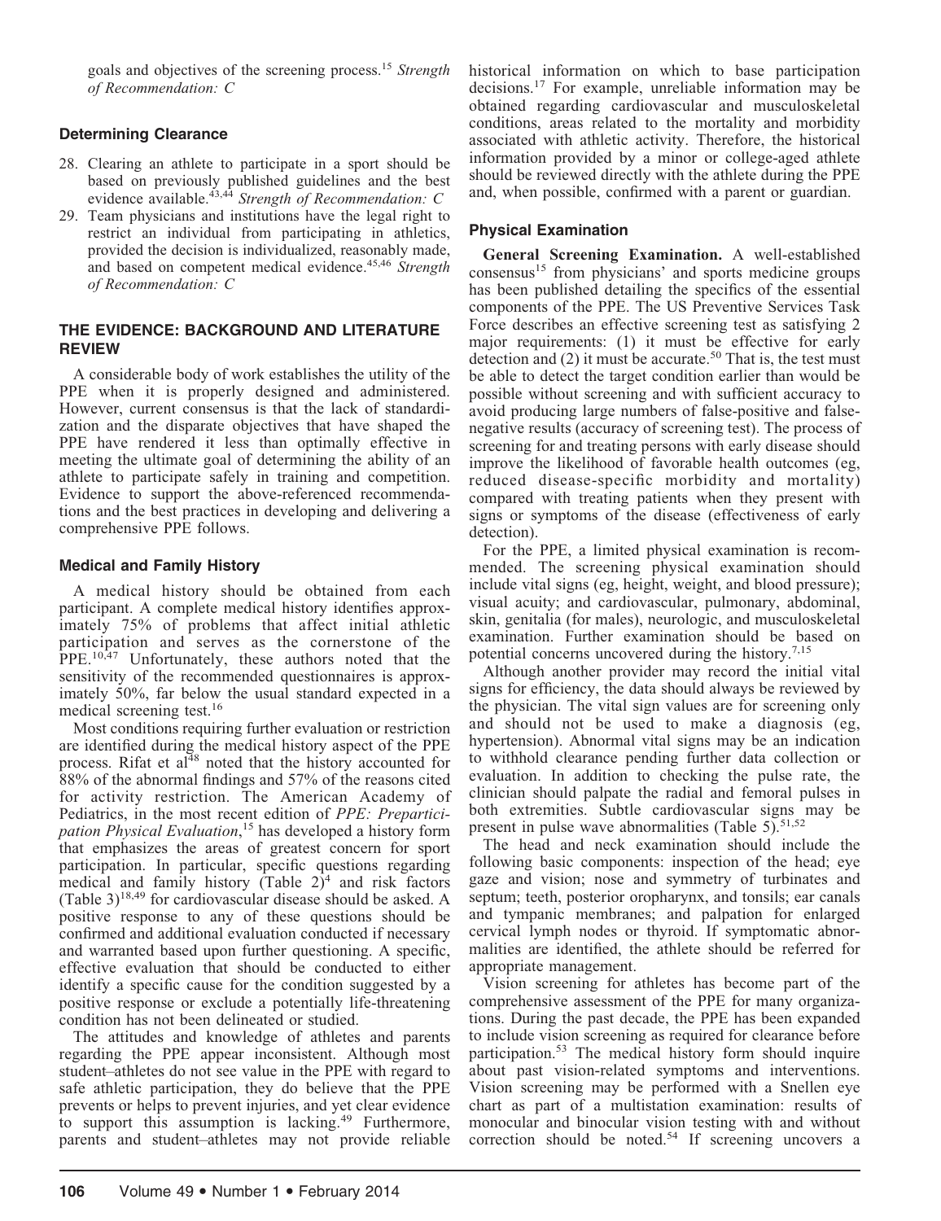goals and objectives of the screening process.[15] *Strength of Recommendation: C*

### Determining Clearance

28. Clearing an athlete to participate in a sport should be based on previously published guidelines and the best evidence available.[43,44] *Strength of Recommendation: C*
29. Team physicians and institutions have the legal right to restrict an individual from participating in athletics, provided the decision is individualized, reasonably made, and based on competent medical evidence.[45,46] *Strength of Recommendation: C*

## THE EVIDENCE: BACKGROUND AND LITERATURE REVIEW

A considerable body of work establishes the utility of the PPE when it is properly designed and administered. However, current consensus is that the lack of standardization and the disparate objectives that have shaped the PPE have rendered it less than optimally effective in meeting the ultimate goal of determining the ability of an athlete to participate safely in training and competition. Evidence to support the above-referenced recommendations and the best practices in developing and delivering a comprehensive PPE follows.

### Medical and Family History

A medical history should be obtained from each participant. A complete medical history identifies approximately 75% of problems that affect initial athletic participation and serves as the cornerstone of the PPE.[10,47] Unfortunately, these authors noted that the sensitivity of the recommended questionnaires is approximately 50%, far below the usual standard expected in a medical screening test.[16]

Most conditions requiring further evaluation or restriction are identified during the medical history aspect of the PPE process. Rifat et al[48] noted that the history accounted for 88% of the abnormal findings and 57% of the reasons cited for activity restriction. The American Academy of Pediatrics, in the most recent edition of *PPE: Preparticipation Physical Evaluation*,[15] has developed a history form that emphasizes the areas of greatest concern for sport participation. In particular, specific questions regarding medical and family history (Table 2)[4] and risk factors (Table 3)[18,49] for cardiovascular disease should be asked. A positive response to any of these questions should be confirmed and additional evaluation conducted if necessary and warranted based upon further questioning. A specific, effective evaluation that should be conducted to either identify a specific cause for the condition suggested by a positive response or exclude a potentially life-threatening condition has not been delineated or studied.

The attitudes and knowledge of athletes and parents regarding the PPE appear inconsistent. Although most student–athletes do not see value in the PPE with regard to safe athletic participation, they do believe that the PPE prevents or helps to prevent injuries, and yet clear evidence to support this assumption is lacking.[49] Furthermore, parents and student–athletes may not provide reliable historical information on which to base participation decisions.[17] For example, unreliable information may be obtained regarding cardiovascular and musculoskeletal conditions, areas related to the mortality and morbidity associated with athletic activity. Therefore, the historical information provided by a minor or college-aged athlete should be reviewed directly with the athlete during the PPE and, when possible, confirmed with a parent or guardian.

### Physical Examination

**General Screening Examination.** A well-established consensus[15] from physicians' and sports medicine groups has been published detailing the specifics of the essential components of the PPE. The US Preventive Services Task Force describes an effective screening test as satisfying 2 major requirements: (1) it must be effective for early detection and (2) it must be accurate.[50] That is, the test must be able to detect the target condition earlier than would be possible without screening and with sufficient accuracy to avoid producing large numbers of false-positive and false-negative results (accuracy of screening test). The process of screening for and treating persons with early disease should improve the likelihood of favorable health outcomes (eg, reduced disease-specific morbidity and mortality) compared with treating patients when they present with signs or symptoms of the disease (effectiveness of early detection).

For the PPE, a limited physical examination is recommended. The screening physical examination should include vital signs (eg, height, weight, and blood pressure); visual acuity; and cardiovascular, pulmonary, abdominal, skin, genitalia (for males), neurologic, and musculoskeletal examination. Further examination should be based on potential concerns uncovered during the history.[7,15]

Although another provider may record the initial vital signs for efficiency, the data should always be reviewed by the physician. The vital sign values are for screening only and should not be used to make a diagnosis (eg, hypertension). Abnormal vital signs may be an indication to withhold clearance pending further data collection or evaluation. In addition to checking the pulse rate, the clinician should palpate the radial and femoral pulses in both extremities. Subtle cardiovascular signs may be present in pulse wave abnormalities (Table 5).[51,52]

The head and neck examination should include the following basic components: inspection of the head; eye gaze and vision; nose and symmetry of turbinates and septum; teeth, posterior oropharynx, and tonsils; ear canals and tympanic membranes; and palpation for enlarged cervical lymph nodes or thyroid. If symptomatic abnormalities are identified, the athlete should be referred for appropriate management.

Vision screening for athletes has become part of the comprehensive assessment of the PPE for many organizations. During the past decade, the PPE has been expanded to include vision screening as required for clearance before participation.[53] The medical history form should inquire about past vision-related symptoms and interventions. Vision screening may be performed with a Snellen eye chart as part of a multistation examination: results of monocular and binocular vision testing with and without correction should be noted.[54] If screening uncovers a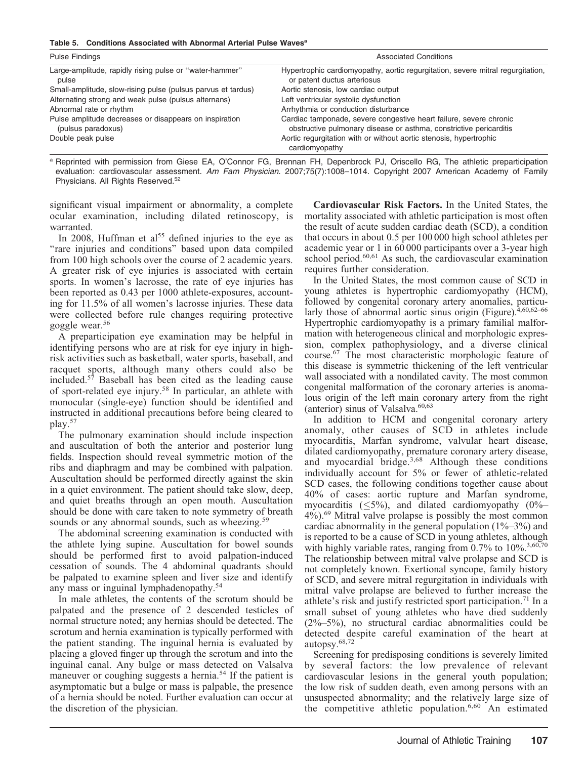**Table 5. Conditions Associated with Abnormal Arterial Pulse Waves[a]**

| Pulse Findings | Associated Conditions |
|---|---|
| Large-amplitude, rapidly rising pulse or "water-hammer" pulse | Hypertrophic cardiomyopathy, aortic regurgitation, severe mitral regurgitation, or patent ductus arteriosus |
| Small-amplitude, slow-rising pulse (pulsus parvus et tardus) | Aortic stenosis, low cardiac output |
| Alternating strong and weak pulse (pulsus alternans) | Left ventricular systolic dysfunction |
| Abnormal rate or rhythm | Arrhythmia or conduction disturbance |
| Pulse amplitude decreases or disappears on inspiration (pulsus paradoxus) | Cardiac tamponade, severe congestive heart failure, severe chronic obstructive pulmonary disease or asthma, constrictive pericarditis |
| Double peak pulse | Aortic regurgitation with or without aortic stenosis, hypertrophic cardiomyopathy |

[a] Reprinted with permission from Giese EA, O'Connor FG, Brennan FH, Depenbrock PJ, Oriscello RG, The athletic preparticipation evaluation: cardiovascular assessment. *Am Fam Physician*. 2007;75(7):1008–1014. Copyright 2007 American Academy of Family Physicians. All Rights Reserved.[52]

significant visual impairment or abnormality, a complete ocular examination, including dilated retinoscopy, is warranted.

In 2008, Huffman et al[55] defined injuries to the eye as "rare injuries and conditions" based upon data compiled from 100 high schools over the course of 2 academic years. A greater risk of eye injuries is associated with certain sports. In women's lacrosse, the rate of eye injuries has been reported as 0.43 per 1000 athlete-exposures, accounting for 11.5% of all women's lacrosse injuries. These data were collected before rule changes requiring protective goggle wear.[56]

A preparticipation eye examination may be helpful in identifying persons who are at risk for eye injury in high-risk activities such as basketball, water sports, baseball, and racquet sports, although many others could also be included.[57] Baseball has been cited as the leading cause of sport-related eye injury.[58] In particular, an athlete with monocular (single-eye) function should be identified and instructed in additional precautions before being cleared to play.[57]

The pulmonary examination should include inspection and auscultation of both the anterior and posterior lung fields. Inspection should reveal symmetric motion of the ribs and diaphragm and may be combined with palpation. Auscultation should be performed directly against the skin in a quiet environment. The patient should take slow, deep, and quiet breaths through an open mouth. Auscultation should be done with care taken to note symmetry of breath sounds or any abnormal sounds, such as wheezing.[59]

The abdominal screening examination is conducted with the athlete lying supine. Auscultation for bowel sounds should be performed first to avoid palpation-induced cessation of sounds. The 4 abdominal quadrants should be palpated to examine spleen and liver size and identify any mass or inguinal lymphadenopathy.[54]

In male athletes, the contents of the scrotum should be palpated and the presence of 2 descended testicles of normal structure noted; any hernias should be detected. The scrotum and hernia examination is typically performed with the patient standing. The inguinal hernia is evaluated by placing a gloved finger up through the scrotum and into the inguinal canal. Any bulge or mass detected on Valsalva maneuver or coughing suggests a hernia.[54] If the patient is asymptomatic but a bulge or mass is palpable, the presence of a hernia should be noted. Further evaluation can occur at the discretion of the physician.

**Cardiovascular Risk Factors.** In the United States, the mortality associated with athletic participation is most often the result of acute sudden cardiac death (SCD), a condition that occurs in about 0.5 per 100 000 high school athletes per academic year or 1 in 60 000 participants over a 3-year high school period.[60,61] As such, the cardiovascular examination requires further consideration.

In the United States, the most common cause of SCD in young athletes is hypertrophic cardiomyopathy (HCM), followed by congenital coronary artery anomalies, particularly those of abnormal aortic sinus origin (Figure).[4,60,62–66] Hypertrophic cardiomyopathy is a primary familial malformation with heterogeneous clinical and morphologic expression, complex pathophysiology, and a diverse clinical course.[67] The most characteristic morphologic feature of this disease is symmetric thickening of the left ventricular wall associated with a nondilated cavity. The most common congenital malformation of the coronary arteries is anomalous origin of the left main coronary artery from the right (anterior) sinus of Valsalva.[60,63]

In addition to HCM and congenital coronary artery anomaly, other causes of SCD in athletes include myocarditis, Marfan syndrome, valvular heart disease, dilated cardiomyopathy, premature coronary artery disease, and myocardial bridge.[3,68] Although these conditions individually account for 5% or fewer of athletic-related SCD cases, the following conditions together cause about 40% of cases: aortic rupture and Marfan syndrome, myocarditis (≤5%), and dilated cardiomyopathy (0%–4%).[69] Mitral valve prolapse is possibly the most common cardiac abnormality in the general population (1%–3%) and is reported to be a cause of SCD in young athletes, although with highly variable rates, ranging from 0.7% to 10%.[3,60,70] The relationship between mitral valve prolapse and SCD is not completely known. Exertional syncope, family history of SCD, and severe mitral regurgitation in individuals with mitral valve prolapse are believed to further increase the athlete's risk and justify restricted sport participation.[71] In a small subset of young athletes who have died suddenly (2%–5%), no structural cardiac abnormalities could be detected despite careful examination of the heart at autopsy.[68,72]

Screening for predisposing conditions is severely limited by several factors: the low prevalence of relevant cardiovascular lesions in the general youth population; the low risk of sudden death, even among persons with an unsuspected abnormality; and the relatively large size of the competitive athletic population.[6,60] An estimated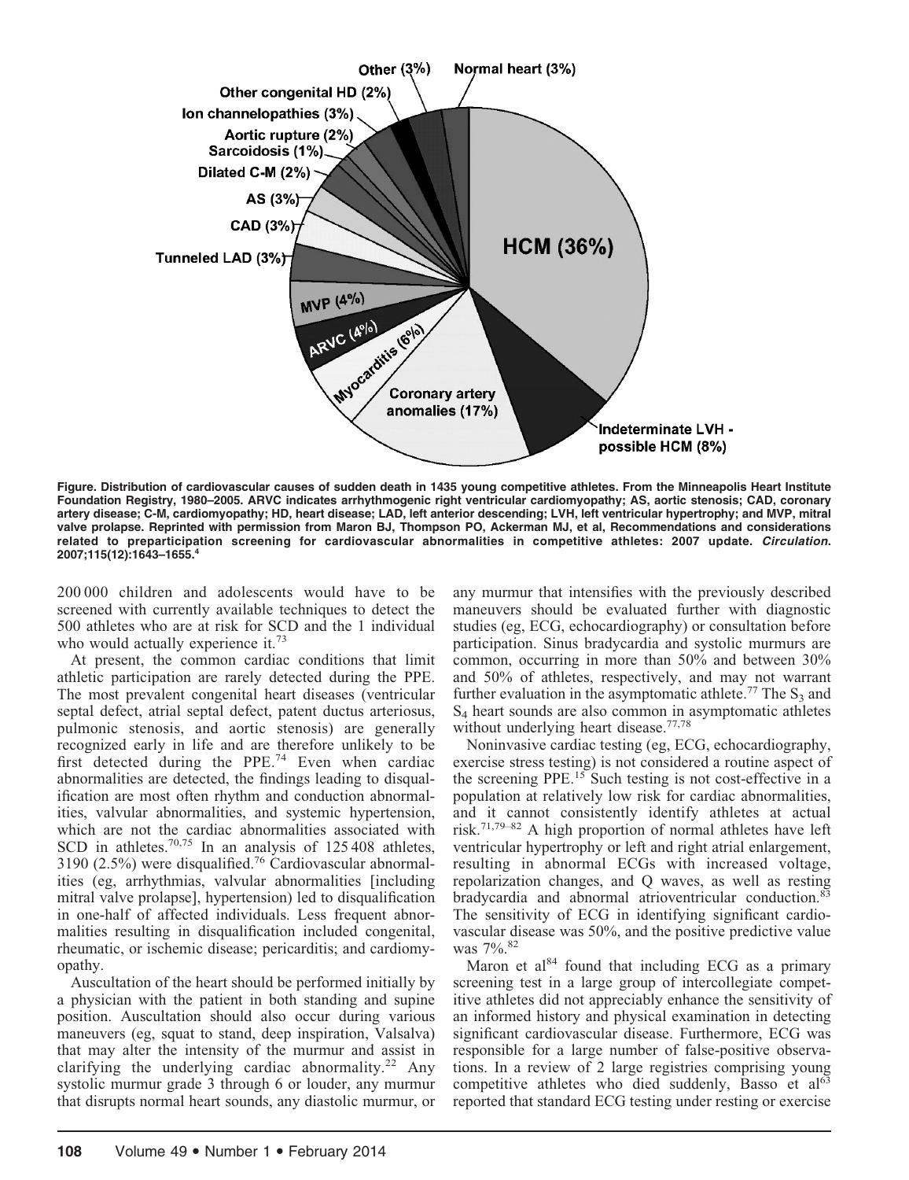Figure. Distribution of cardiovascular causes of sudden death in 1435 young competitive athletes. From the Minneapolis Heart Institute Foundation Registry, 1980–2005. ARVC indicates arrhythmogenic right ventricular cardiomyopathy; AS, aortic stenosis; CAD, coronary artery disease; C-M, cardiomyopathy; HD, heart disease; LAD, left anterior descending; LVH, left ventricular hypertrophy; and MVP, mitral valve prolapse. Reprinted with permission from Maron BJ, Thompson PO, Ackerman MJ, et al, Recommendations and considerations related to preparticipation screening for cardiovascular abnormalities in competitive athletes: 2007 update. *Circulation*. 2007;115(12):1643–1655.[4]

200 000 children and adolescents would have to be screened with currently available techniques to detect the 500 athletes who are at risk for SCD and the 1 individual who would actually experience it.[73]

At present, the common cardiac conditions that limit athletic participation are rarely detected during the PPE. The most prevalent congenital heart diseases (ventricular septal defect, atrial septal defect, patent ductus arteriosus, pulmonic stenosis, and aortic stenosis) are generally recognized early in life and are therefore unlikely to be first detected during the PPE.[74] Even when cardiac abnormalities are detected, the findings leading to disqualification are most often rhythm and conduction abnormalities, valvular abnormalities, and systemic hypertension, which are not the cardiac abnormalities associated with SCD in athletes.[70,75] In an analysis of 125 408 athletes, 3190 (2.5%) were disqualified.[76] Cardiovascular abnormalities (eg, arrhythmias, valvular abnormalities [including mitral valve prolapse], hypertension) led to disqualification in one-half of affected individuals. Less frequent abnormalities resulting in disqualification included congenital, rheumatic, or ischemic disease; pericarditis; and cardiomyopathy.

Auscultation of the heart should be performed initially by a physician with the patient in both standing and supine position. Auscultation should also occur during various maneuvers (eg, squat to stand, deep inspiration, Valsalva) that may alter the intensity of the murmur and assist in clarifying the underlying cardiac abnormality.[22] Any systolic murmur grade 3 through 6 or louder, any murmur that disrupts normal heart sounds, any diastolic murmur, or any murmur that intensifies with the previously described maneuvers should be evaluated further with diagnostic studies (eg, ECG, echocardiography) or consultation before participation. Sinus bradycardia and systolic murmurs are common, occurring in more than 50% and between 30% and 50% of athletes, respectively, and may not warrant further evaluation in the asymptomatic athlete.[77] The $S_3$ and $S_4$ heart sounds are also common in asymptomatic athletes without underlying heart disease.[77,78]

Noninvasive cardiac testing (eg, ECG, echocardiography, exercise stress testing) is not considered a routine aspect of the screening PPE.[15] Such testing is not cost-effective in a population at relatively low risk for cardiac abnormalities, and it cannot consistently identify athletes at actual risk.[71,79–82] A high proportion of normal athletes have left ventricular hypertrophy or left and right atrial enlargement, resulting in abnormal ECGs with increased voltage, repolarization changes, and Q waves, as well as resting bradycardia and abnormal atrioventricular conduction.[83] The sensitivity of ECG in identifying significant cardiovascular disease was 50%, and the positive predictive value was 7%.[82]

Maron et al[84] found that including ECG as a primary screening test in a large group of intercollegiate competitive athletes did not appreciably enhance the sensitivity of an informed history and physical examination in detecting significant cardiovascular disease. Furthermore, ECG was responsible for a large number of false-positive observations. In a review of 2 large registries comprising young competitive athletes who died suddenly, Basso et al[63] reported that standard ECG testing under resting or exercise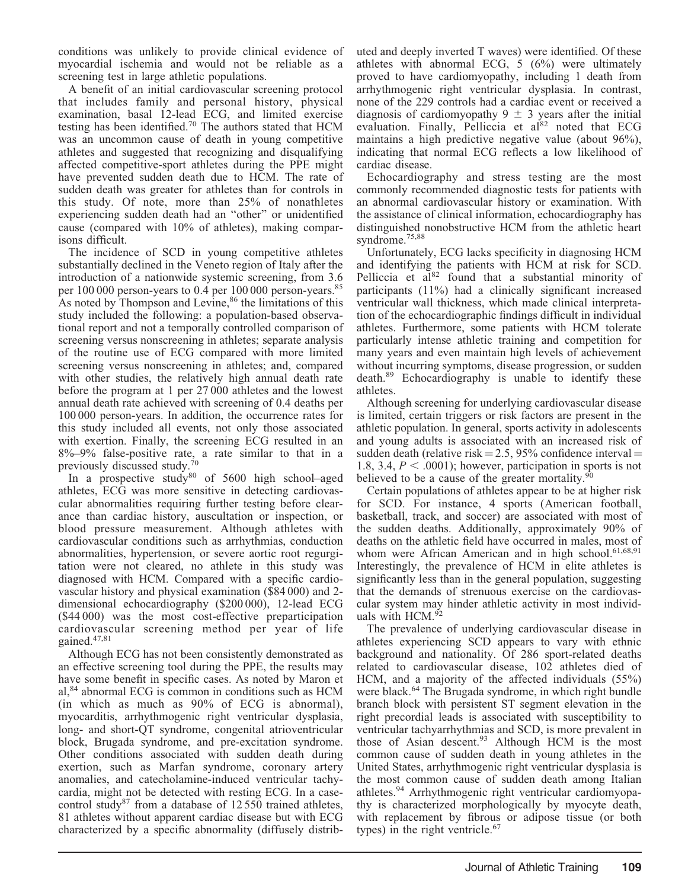conditions was unlikely to provide clinical evidence of myocardial ischemia and would not be reliable as a screening test in large athletic populations.

A benefit of an initial cardiovascular screening protocol that includes family and personal history, physical examination, basal 12-lead ECG, and limited exercise testing has been identified.[70] The authors stated that HCM was an uncommon cause of death in young competitive athletes and suggested that recognizing and disqualifying affected competitive-sport athletes during the PPE might have prevented sudden death due to HCM. The rate of sudden death was greater for athletes than for controls in this study. Of note, more than 25% of nonathletes experiencing sudden death had an "other" or unidentified cause (compared with 10% of athletes), making comparisons difficult.

The incidence of SCD in young competitive athletes substantially declined in the Veneto region of Italy after the introduction of a nationwide systemic screening, from 3.6 per 100 000 person-years to 0.4 per 100 000 person-years.[85] As noted by Thompson and Levine,[86] the limitations of this study included the following: a population-based observational report and not a temporally controlled comparison of screening versus nonscreening in athletes; separate analysis of the routine use of ECG compared with more limited screening versus nonscreening in athletes; and, compared with other studies, the relatively high annual death rate before the program at 1 per 27 000 athletes and the lowest annual death rate achieved with screening of 0.4 deaths per 100 000 person-years. In addition, the occurrence rates for this study included all events, not only those associated with exertion. Finally, the screening ECG resulted in an 8%–9% false-positive rate, a rate similar to that in a previously discussed study.[70]

In a prospective study[80] of 5600 high school–aged athletes, ECG was more sensitive in detecting cardiovascular abnormalities requiring further testing before clearance than cardiac history, auscultation or inspection, or blood pressure measurement. Although athletes with cardiovascular conditions such as arrhythmias, conduction abnormalities, hypertension, or severe aortic root regurgitation were not cleared, no athlete in this study was diagnosed with HCM. Compared with a specific cardiovascular history and physical examination ($84 000) and 2-dimensional echocardiography ($200 000), 12-lead ECG ($44 000) was the most cost-effective preparticipation cardiovascular screening method per year of life gained.[47,81]

Although ECG has not been consistently demonstrated as an effective screening tool during the PPE, the results may have some benefit in specific cases. As noted by Maron et al,[84] abnormal ECG is common in conditions such as HCM (in which as much as 90% of ECG is abnormal), myocarditis, arrhythmogenic right ventricular dysplasia, long- and short-QT syndrome, congenital atrioventricular block, Brugada syndrome, and pre-excitation syndrome. Other conditions associated with sudden death during exertion, such as Marfan syndrome, coronary artery anomalies, and catecholamine-induced ventricular tachycardia, might not be detected with resting ECG. In a case-control study[87] from a database of 12 550 trained athletes, 81 athletes without apparent cardiac disease but with ECG characterized by a specific abnormality (diffusely distributed and deeply inverted T waves) were identified. Of these athletes with abnormal ECG, 5 (6%) were ultimately proved to have cardiomyopathy, including 1 death from arrhythmogenic right ventricular dysplasia. In contrast, none of the 229 controls had a cardiac event or received a diagnosis of cardiomyopathy 9 $\pm$ 3 years after the initial evaluation. Finally, Pelliccia et al[82] noted that ECG maintains a high predictive negative value (about 96%), indicating that normal ECG reflects a low likelihood of cardiac disease.

Echocardiography and stress testing are the most commonly recommended diagnostic tests for patients with an abnormal cardiovascular history or examination. With the assistance of clinical information, echocardiography has distinguished nonobstructive HCM from the athletic heart syndrome.[75,88]

Unfortunately, ECG lacks specificity in diagnosing HCM and identifying the patients with HCM at risk for SCD. Pelliccia et al[82] found that a substantial minority of participants (11%) had a clinically significant increased ventricular wall thickness, which made clinical interpretation of the echocardiographic findings difficult in individual athletes. Furthermore, some patients with HCM tolerate particularly intense athletic training and competition for many years and even maintain high levels of achievement without incurring symptoms, disease progression, or sudden death.[89] Echocardiography is unable to identify these athletes.

Although screening for underlying cardiovascular disease is limited, certain triggers or risk factors are present in the athletic population. In general, sports activity in adolescents and young adults is associated with an increased risk of sudden death (relative risk = 2.5, 95% confidence interval = 1.8, 3.4, $P < .0001$); however, participation in sports is not believed to be a cause of the greater mortality.[90]

Certain populations of athletes appear to be at higher risk for SCD. For instance, 4 sports (American football, basketball, track, and soccer) are associated with most of the sudden deaths. Additionally, approximately 90% of deaths on the athletic field have occurred in males, most of whom were African American and in high school.[61,68,91] Interestingly, the prevalence of HCM in elite athletes is significantly less than in the general population, suggesting that the demands of strenuous exercise on the cardiovascular system may hinder athletic activity in most individuals with HCM.[92]

The prevalence of underlying cardiovascular disease in athletes experiencing SCD appears to vary with ethnic background and nationality. Of 286 sport-related deaths related to cardiovascular disease, 102 athletes died of HCM, and a majority of the affected individuals (55%) were black.[64] The Brugada syndrome, in which right bundle branch block with persistent ST segment elevation in the right precordial leads is associated with susceptibility to ventricular tachyarrhythmias and SCD, is more prevalent in those of Asian descent.[93] Although HCM is the most common cause of sudden death in young athletes in the United States, arrhythmogenic right ventricular dysplasia is the most common cause of sudden death among Italian athletes.[94] Arrhythmogenic right ventricular cardiomyopathy is characterized morphologically by myocyte death, with replacement by fibrous or adipose tissue (or both types) in the right ventricle.[67]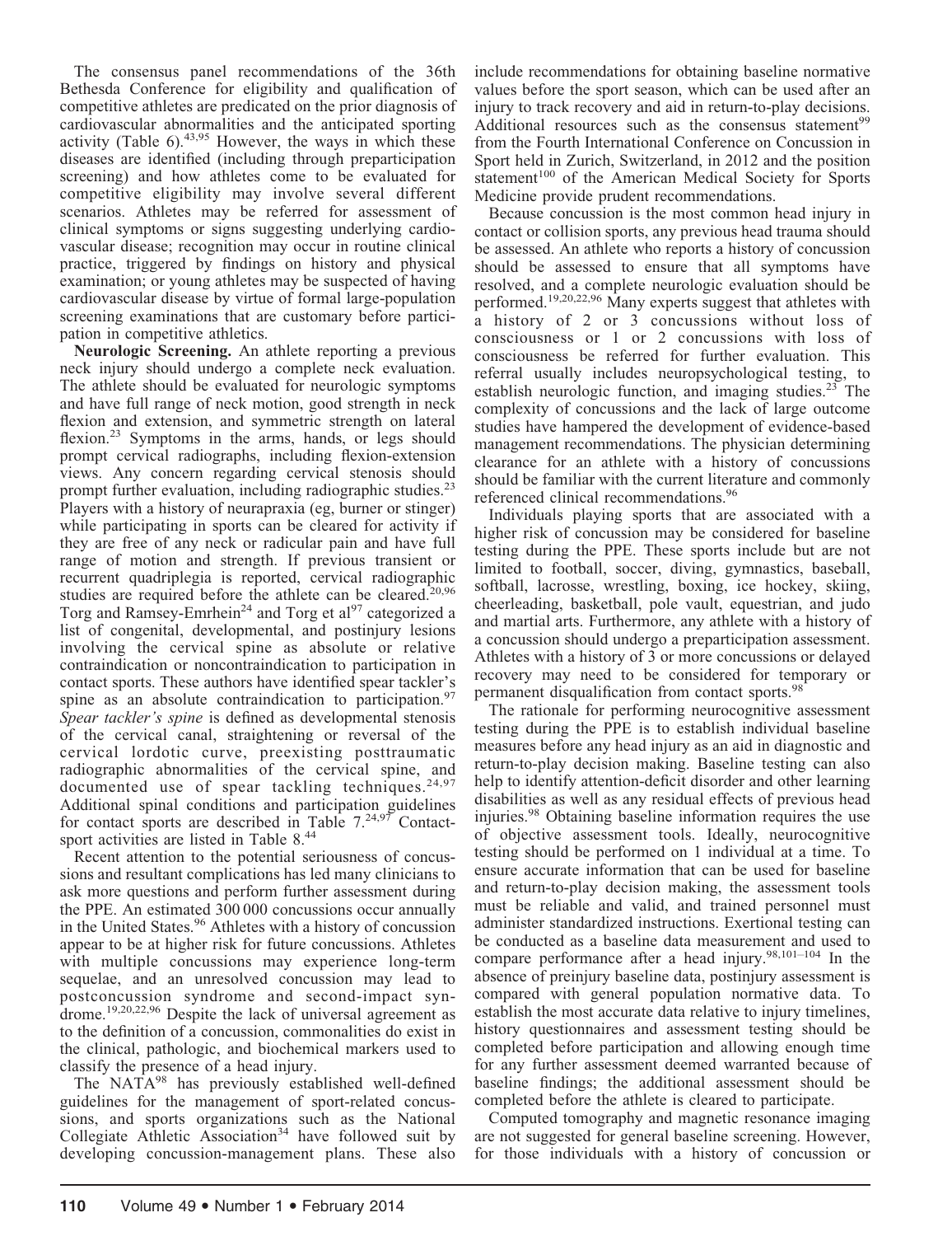The consensus panel recommendations of the 36th Bethesda Conference for eligibility and qualification of competitive athletes are predicated on the prior diagnosis of cardiovascular abnormalities and the anticipated sporting activity (Table 6).[43,95] However, the ways in which these diseases are identified (including through preparticipation screening) and how athletes come to be evaluated for competitive eligibility may involve several different scenarios. Athletes may be referred for assessment of clinical symptoms or signs suggesting underlying cardiovascular disease; recognition may occur in routine clinical practice, triggered by findings on history and physical examination; or young athletes may be suspected of having cardiovascular disease by virtue of formal large-population screening examinations that are customary before participation in competitive athletics.

**Neurologic Screening.** An athlete reporting a previous neck injury should undergo a complete neck evaluation. The athlete should be evaluated for neurologic symptoms and have full range of neck motion, good strength in neck flexion and extension, and symmetric strength on lateral flexion.[23] Symptoms in the arms, hands, or legs should prompt cervical radiographs, including flexion-extension views. Any concern regarding cervical stenosis should prompt further evaluation, including radiographic studies.[23] Players with a history of neurapraxia (eg, burner or stinger) while participating in sports can be cleared for activity if they are free of any neck or radicular pain and have full range of motion and strength. If previous transient or recurrent quadriplegia is reported, cervical radiographic studies are required before the athlete can be cleared.[20,96] Torg and Ramsey-Emrhein[24] and Torg et al[97] categorized a list of congenital, developmental, and postinjury lesions involving the cervical spine as absolute or relative contraindication or noncontraindication to participation in contact sports. These authors have identified spear tackler's spine as an absolute contraindication to participation.[97] *Spear tackler's spine* is defined as developmental stenosis of the cervical canal, straightening or reversal of the cervical lordotic curve, preexisting posttraumatic radiographic abnormalities of the cervical spine, and documented use of spear tackling techniques.[24,97] Additional spinal conditions and participation guidelines for contact sports are described in Table 7.[24,97] Contact-sport activities are listed in Table 8.[44]

Recent attention to the potential seriousness of concussions and resultant complications has led many clinicians to ask more questions and perform further assessment during the PPE. An estimated 300 000 concussions occur annually in the United States.[96] Athletes with a history of concussion appear to be at higher risk for future concussions. Athletes with multiple concussions may experience long-term sequelae, and an unresolved concussion may lead to postconcussion syndrome and second-impact syndrome.[19,20,22,96] Despite the lack of universal agreement as to the definition of a concussion, commonalities do exist in the clinical, pathologic, and biochemical markers used to classify the presence of a head injury.

The NATA[98] has previously established well-defined guidelines for the management of sport-related concussions, and sports organizations such as the National Collegiate Athletic Association[34] have followed suit by developing concussion-management plans. These also include recommendations for obtaining baseline normative values before the sport season, which can be used after an injury to track recovery and aid in return-to-play decisions. Additional resources such as the consensus statement[99] from the Fourth International Conference on Concussion in Sport held in Zurich, Switzerland, in 2012 and the position statement[100] of the American Medical Society for Sports Medicine provide prudent recommendations.

Because concussion is the most common head injury in contact or collision sports, any previous head trauma should be assessed. An athlete who reports a history of concussion should be assessed to ensure that all symptoms have resolved, and a complete neurologic evaluation should be performed.[19,20,22,96] Many experts suggest that athletes with a history of 2 or 3 concussions without loss of consciousness or 1 or 2 concussions with loss of consciousness be referred for further evaluation. This referral usually includes neuropsychological testing, to establish neurologic function, and imaging studies.[23] The complexity of concussions and the lack of large outcome studies have hampered the development of evidence-based management recommendations. The physician determining clearance for an athlete with a history of concussions should be familiar with the current literature and commonly referenced clinical recommendations.[96]

Individuals playing sports that are associated with a higher risk of concussion may be considered for baseline testing during the PPE. These sports include but are not limited to football, soccer, diving, gymnastics, baseball, softball, lacrosse, wrestling, boxing, ice hockey, skiing, cheerleading, basketball, pole vault, equestrian, and judo and martial arts. Furthermore, any athlete with a history of a concussion should undergo a preparticipation assessment. Athletes with a history of 3 or more concussions or delayed recovery may need to be considered for temporary or permanent disqualification from contact sports.[98]

The rationale for performing neurocognitive assessment testing during the PPE is to establish individual baseline measures before any head injury as an aid in diagnostic and return-to-play decision making. Baseline testing can also help to identify attention-deficit disorder and other learning disabilities as well as any residual effects of previous head injuries.[98] Obtaining baseline information requires the use of objective assessment tools. Ideally, neurocognitive testing should be performed on 1 individual at a time. To ensure accurate information that can be used for baseline and return-to-play decision making, the assessment tools must be reliable and valid, and trained personnel must administer standardized instructions. Exertional testing can be conducted as a baseline data measurement and used to compare performance after a head injury.[98,101–104] In the absence of preinjury baseline data, postinjury assessment is compared with general population normative data. To establish the most accurate data relative to injury timelines, history questionnaires and assessment testing should be completed before participation and allowing enough time for any further assessment deemed warranted because of baseline findings; the additional assessment should be completed before the athlete is cleared to participate.

Computed tomography and magnetic resonance imaging are not suggested for general baseline screening. However, for those individuals with a history of concussion or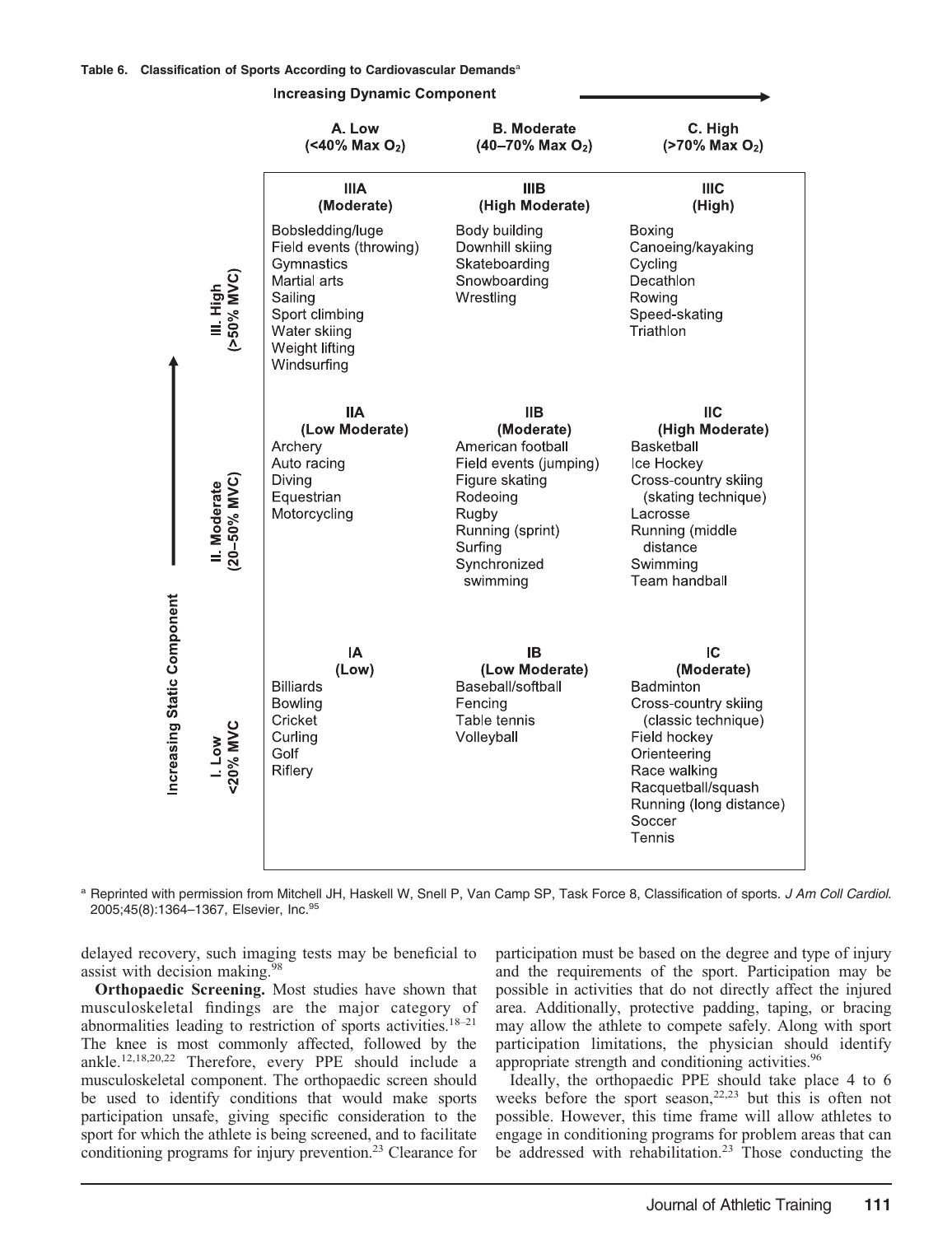**Table 6. Classification of Sports According to Cardiovascular Demands**[a]

| | A. Low (<40% Max $O_2$) | B. Moderate (40–70% Max $O_2$) | C. High (>70% Max $O_2$) |
|---|---|---|---|
| **III. High (>50% MVC)** | **IIIA (Moderate)**<br>Bobsledding/luge<br>Field events (throwing)<br>Gymnastics<br>Martial arts<br>Sailing<br>Sport climbing<br>Water skiing<br>Weight lifting<br>Windsurfing | **IIIB (High Moderate)**<br>Body building<br>Downhill skiing<br>Skateboarding<br>Snowboarding<br>Wrestling | **IIIC (High)**<br>Boxing<br>Canoeing/kayaking<br>Cycling<br>Decathlon<br>Rowing<br>Speed-skating<br>Triathlon |
| **II. Moderate (20–50% MVC)** | **IIA (Low Moderate)**<br>Archery<br>Auto racing<br>Diving<br>Equestrian<br>Motorcycling | **IIB (Moderate)**<br>American football<br>Field events (jumping)<br>Figure skating<br>Rodeoing<br>Rugby<br>Running (sprint)<br>Surfing<br>Synchronized swimming | **IIC (High Moderate)**<br>Basketball<br>Ice Hockey<br>Cross-country skiing (skating technique)<br>Lacrosse<br>Running (middle distance<br>Swimming<br>Team handball |
| **I. Low <20% MVC** | **IA (Low)**<br>Billiards<br>Bowling<br>Cricket<br>Curling<br>Golf<br>Riflery | **IB (Low Moderate)**<br>Baseball/softball<br>Fencing<br>Table tennis<br>Volleyball | **IC (Moderate)**<br>Badminton<br>Cross-country skiing (classic technique)<br>Field hockey<br>Orienteering<br>Race walking<br>Racquetball/squash<br>Running (long distance)<br>Soccer<br>Tennis |

Columns: Increasing Dynamic Component →; Rows: Increasing Static Component ↑

[a] Reprinted with permission from Mitchell JH, Haskell W, Snell P, Van Camp SP, Task Force 8, Classification of sports. *J Am Coll Cardiol*. 2005;45(8):1364–1367, Elsevier, Inc.[95]

delayed recovery, such imaging tests may be beneficial to assist with decision making.[98]

**Orthopaedic Screening.** Most studies have shown that musculoskeletal findings are the major category of abnormalities leading to restriction of sports activities.[18–21] The knee is most commonly affected, followed by the ankle.[12,18,20,22] Therefore, every PPE should include a musculoskeletal component. The orthopaedic screen should be used to identify conditions that would make sports participation unsafe, giving specific consideration to the sport for which the athlete is being screened, and to facilitate conditioning programs for injury prevention.[23] Clearance for participation must be based on the degree and type of injury and the requirements of the sport. Participation may be possible in activities that do not directly affect the injured area. Additionally, protective padding, taping, or bracing may allow the athlete to compete safely. Along with sport participation limitations, the physician should identify appropriate strength and conditioning activities.[96]

Ideally, the orthopaedic PPE should take place 4 to 6 weeks before the sport season,[22,23] but this is often not possible. However, this time frame will allow athletes to engage in conditioning programs for problem areas that can be addressed with rehabilitation.[23] Those conducting the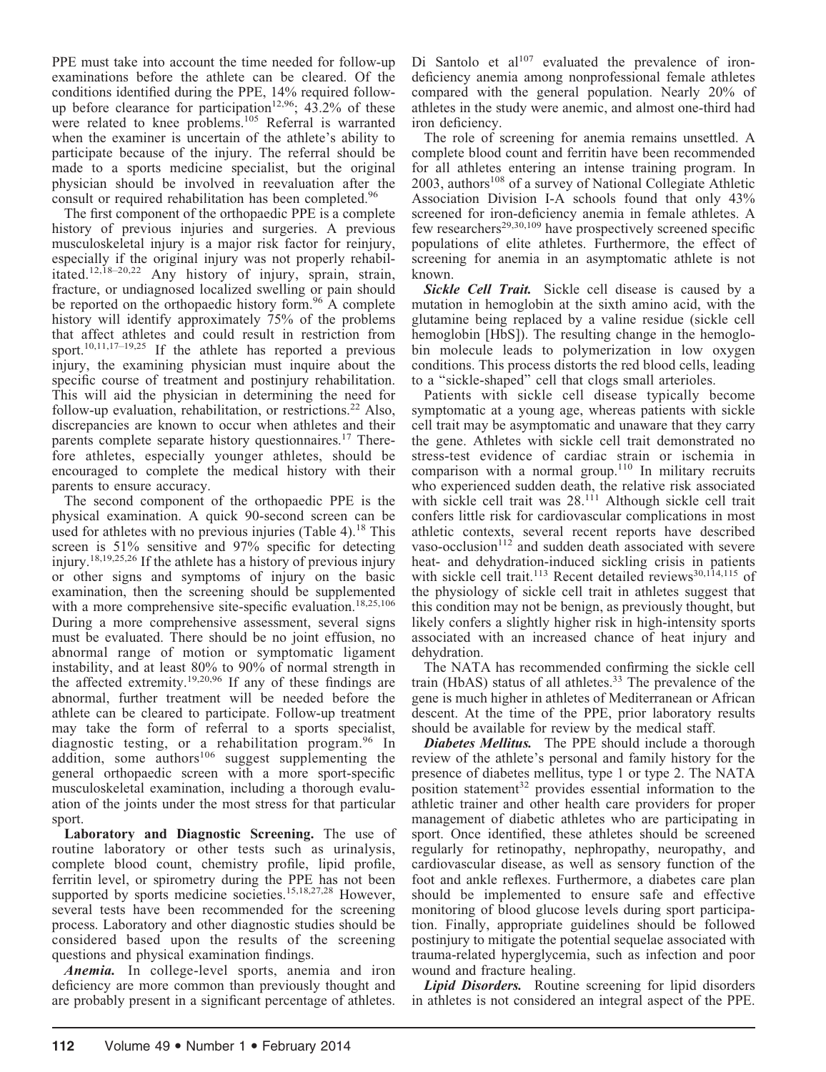PPE must take into account the time needed for follow-up examinations before the athlete can be cleared. Of the conditions identified during the PPE, 14% required follow-up before clearance for participation[12,96]; 43.2% of these were related to knee problems.[105] Referral is warranted when the examiner is uncertain of the athlete's ability to participate because of the injury. The referral should be made to a sports medicine specialist, but the original physician should be involved in reevaluation after the consult or required rehabilitation has been completed.[96]

The first component of the orthopaedic PPE is a complete history of previous injuries and surgeries. A previous musculoskeletal injury is a major risk factor for reinjury, especially if the original injury was not properly rehabilitated.[12,18–20,22] Any history of injury, sprain, strain, fracture, or undiagnosed localized swelling or pain should be reported on the orthopaedic history form.[96] A complete history will identify approximately 75% of the problems that affect athletes and could result in restriction from sport.[10,11,17–19,25] If the athlete has reported a previous injury, the examining physician must inquire about the specific course of treatment and postinjury rehabilitation. This will aid the physician in determining the need for follow-up evaluation, rehabilitation, or restrictions.[22] Also, discrepancies are known to occur when athletes and their parents complete separate history questionnaires.[17] Therefore athletes, especially younger athletes, should be encouraged to complete the medical history with their parents to ensure accuracy.

The second component of the orthopaedic PPE is the physical examination. A quick 90-second screen can be used for athletes with no previous injuries (Table 4).[18] This screen is 51% sensitive and 97% specific for detecting injury.[18,19,25,26] If the athlete has a history of previous injury or other signs and symptoms of injury on the basic examination, then the screening should be supplemented with a more comprehensive site-specific evaluation.[18,25,106] During a more comprehensive assessment, several signs must be evaluated. There should be no joint effusion, no abnormal range of motion or symptomatic ligament instability, and at least 80% to 90% of normal strength in the affected extremity.[19,20,96] If any of these findings are abnormal, further treatment will be needed before the athlete can be cleared to participate. Follow-up treatment may take the form of referral to a sports specialist, diagnostic testing, or a rehabilitation program.[96] In addition, some authors[106] suggest supplementing the general orthopaedic screen with a more sport-specific musculoskeletal examination, including a thorough evaluation of the joints under the most stress for that particular sport.

**Laboratory and Diagnostic Screening.** The use of routine laboratory or other tests such as urinalysis, complete blood count, chemistry profile, lipid profile, ferritin level, or spirometry during the PPE has not been supported by sports medicine societies.[15,18,27,28] However, several tests have been recommended for the screening process. Laboratory and other diagnostic studies should be considered based upon the results of the screening questions and physical examination findings.

***Anemia.*** In college-level sports, anemia and iron deficiency are more common than previously thought and are probably present in a significant percentage of athletes. Di Santolo et al[107] evaluated the prevalence of iron-deficiency anemia among nonprofessional female athletes compared with the general population. Nearly 20% of athletes in the study were anemic, and almost one-third had iron deficiency.

The role of screening for anemia remains unsettled. A complete blood count and ferritin have been recommended for all athletes entering an intense training program. In 2003, authors[108] of a survey of National Collegiate Athletic Association Division I-A schools found that only 43% screened for iron-deficiency anemia in female athletes. A few researchers[29,30,109] have prospectively screened specific populations of elite athletes. Furthermore, the effect of screening for anemia in an asymptomatic athlete is not known.

***Sickle Cell Trait.*** Sickle cell disease is caused by a mutation in hemoglobin at the sixth amino acid, with the glutamine being replaced by a valine residue (sickle cell hemoglobin [HbS]). The resulting change in the hemoglobin molecule leads to polymerization in low oxygen conditions. This process distorts the red blood cells, leading to a "sickle-shaped" cell that clogs small arterioles.

Patients with sickle cell disease typically become symptomatic at a young age, whereas patients with sickle cell trait may be asymptomatic and unaware that they carry the gene. Athletes with sickle cell trait demonstrated no stress-test evidence of cardiac strain or ischemia in comparison with a normal group.[110] In military recruits who experienced sudden death, the relative risk associated with sickle cell trait was 28.[111] Although sickle cell trait confers little risk for cardiovascular complications in most athletic contexts, several recent reports have described vaso-occlusion[112] and sudden death associated with severe heat- and dehydration-induced sickling crisis in patients with sickle cell trait.[113] Recent detailed reviews[30,114,115] of the physiology of sickle cell trait in athletes suggest that this condition may not be benign, as previously thought, but likely confers a slightly higher risk in high-intensity sports associated with an increased chance of heat injury and dehydration.

The NATA has recommended confirming the sickle cell train (HbAS) status of all athletes.[33] The prevalence of the gene is much higher in athletes of Mediterranean or African descent. At the time of the PPE, prior laboratory results should be available for review by the medical staff.

***Diabetes Mellitus.*** The PPE should include a thorough review of the athlete's personal and family history for the presence of diabetes mellitus, type 1 or type 2. The NATA position statement[32] provides essential information to the athletic trainer and other health care providers for proper management of diabetic athletes who are participating in sport. Once identified, these athletes should be screened regularly for retinopathy, nephropathy, neuropathy, and cardiovascular disease, as well as sensory function of the foot and ankle reflexes. Furthermore, a diabetes care plan should be implemented to ensure safe and effective monitoring of blood glucose levels during sport participation. Finally, appropriate guidelines should be followed postinjury to mitigate the potential sequelae associated with trauma-related hyperglycemia, such as infection and poor wound and fracture healing.

***Lipid Disorders.*** Routine screening for lipid disorders in athletes is not considered an integral aspect of the PPE.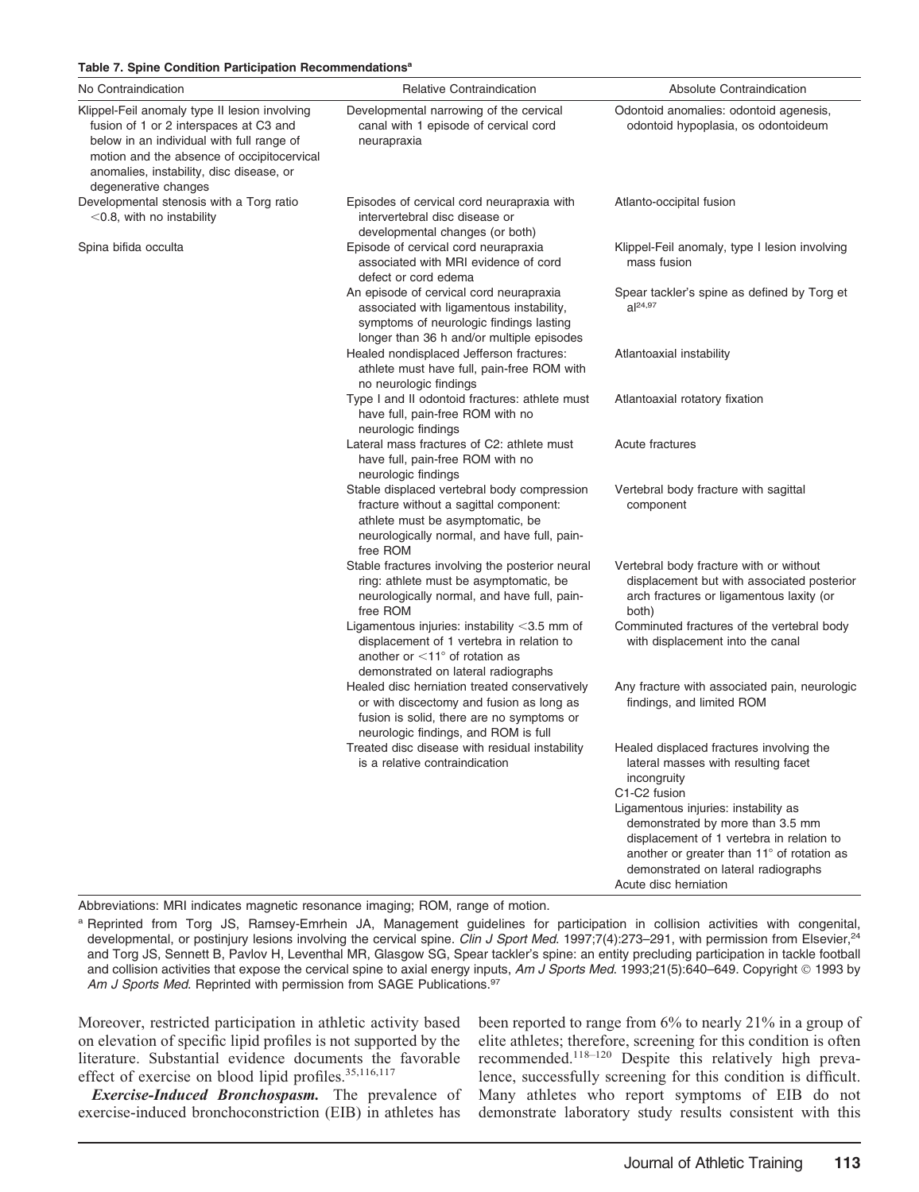**Table 7. Spine Condition Participation Recommendations[a]**

| No Contraindication | Relative Contraindication | Absolute Contraindication |
|---|---|---|
| Klippel-Feil anomaly type II lesion involving fusion of 1 or 2 interspaces at C3 and below in an individual with full range of motion and the absence of occipitocervical anomalies, instability, disc disease, or degenerative changes | Developmental narrowing of the cervical canal with 1 episode of cervical cord neurapraxia | Odontoid anomalies: odontoid agenesis, odontoid hypoplasia, os odontoideum |
| Developmental stenosis with a Torg ratio <0.8, with no instability | Episodes of cervical cord neurapraxia with intervertebral disc disease or developmental changes (or both) | Atlanto-occipital fusion |
| Spina bifida occulta | Episode of cervical cord neurapraxia associated with MRI evidence of cord defect or cord edema | Klippel-Feil anomaly, type I lesion involving mass fusion |
| | An episode of cervical cord neurapraxia associated with ligamentous instability, symptoms of neurologic findings lasting longer than 36 h and/or multiple episodes | Spear tackler's spine as defined by Torg et al[24,97] |
| | Healed nondisplaced Jefferson fractures: athlete must have full, pain-free ROM with no neurologic findings | Atlantoaxial instability |
| | Type I and II odontoid fractures: athlete must have full, pain-free ROM with no neurologic findings | Atlantoaxial rotatory fixation |
| | Lateral mass fractures of C2: athlete must have full, pain-free ROM with no neurologic findings | Acute fractures |
| | Stable displaced vertebral body compression fracture without a sagittal component: athlete must be asymptomatic, be neurologically normal, and have full, pain-free ROM | Vertebral body fracture with sagittal component |
| | Stable fractures involving the posterior neural ring: athlete must be asymptomatic, be neurologically normal, and have full, pain-free ROM | Vertebral body fracture with or without displacement but with associated posterior arch fractures or ligamentous laxity (or both) |
| | Ligamentous injuries: instability <3.5 mm of displacement of 1 vertebra in relation to another or <11° of rotation as demonstrated on lateral radiographs | Comminuted fractures of the vertebral body with displacement into the canal |
| | Healed disc herniation treated conservatively or with discectomy and fusion as long as fusion is solid, there are no symptoms or neurologic findings, and ROM is full | Any fracture with associated pain, neurologic findings, and limited ROM |
| | Treated disc disease with residual instability is a relative contraindication | Healed displaced fractures involving the lateral masses with resulting facet incongruity |
| | | C1-C2 fusion |
| | | Ligamentous injuries: instability as demonstrated by more than 3.5 mm displacement of 1 vertebra in relation to another or greater than 11° of rotation as demonstrated on lateral radiographs |
| | | Acute disc herniation |

Abbreviations: MRI indicates magnetic resonance imaging; ROM, range of motion.

[a] Reprinted from Torg JS, Ramsey-Emrhein JA, Management guidelines for participation in collision activities with congenital, developmental, or postinjury lesions involving the cervical spine. *Clin J Sport Med.* 1997;7(4):273–291, with permission from Elsevier,[24] and Torg JS, Sennett B, Pavlov H, Leventhal MR, Glasgow SG, Spear tackler's spine: an entity precluding participation in tackle football and collision activities that expose the cervical spine to axial energy inputs, *Am J Sports Med.* 1993;21(5):640–649. Copyright © 1993 by *Am J Sports Med.* Reprinted with permission from SAGE Publications.[97]

Moreover, restricted participation in athletic activity based on elevation of specific lipid profiles is not supported by the literature. Substantial evidence documents the favorable effect of exercise on blood lipid profiles.[35,116,117]

***Exercise-Induced Bronchospasm.*** The prevalence of exercise-induced bronchoconstriction (EIB) in athletes has been reported to range from 6% to nearly 21% in a group of elite athletes; therefore, screening for this condition is often recommended.[118–120] Despite this relatively high prevalence, successfully screening for this condition is difficult. Many athletes who report symptoms of EIB do not demonstrate laboratory study results consistent with this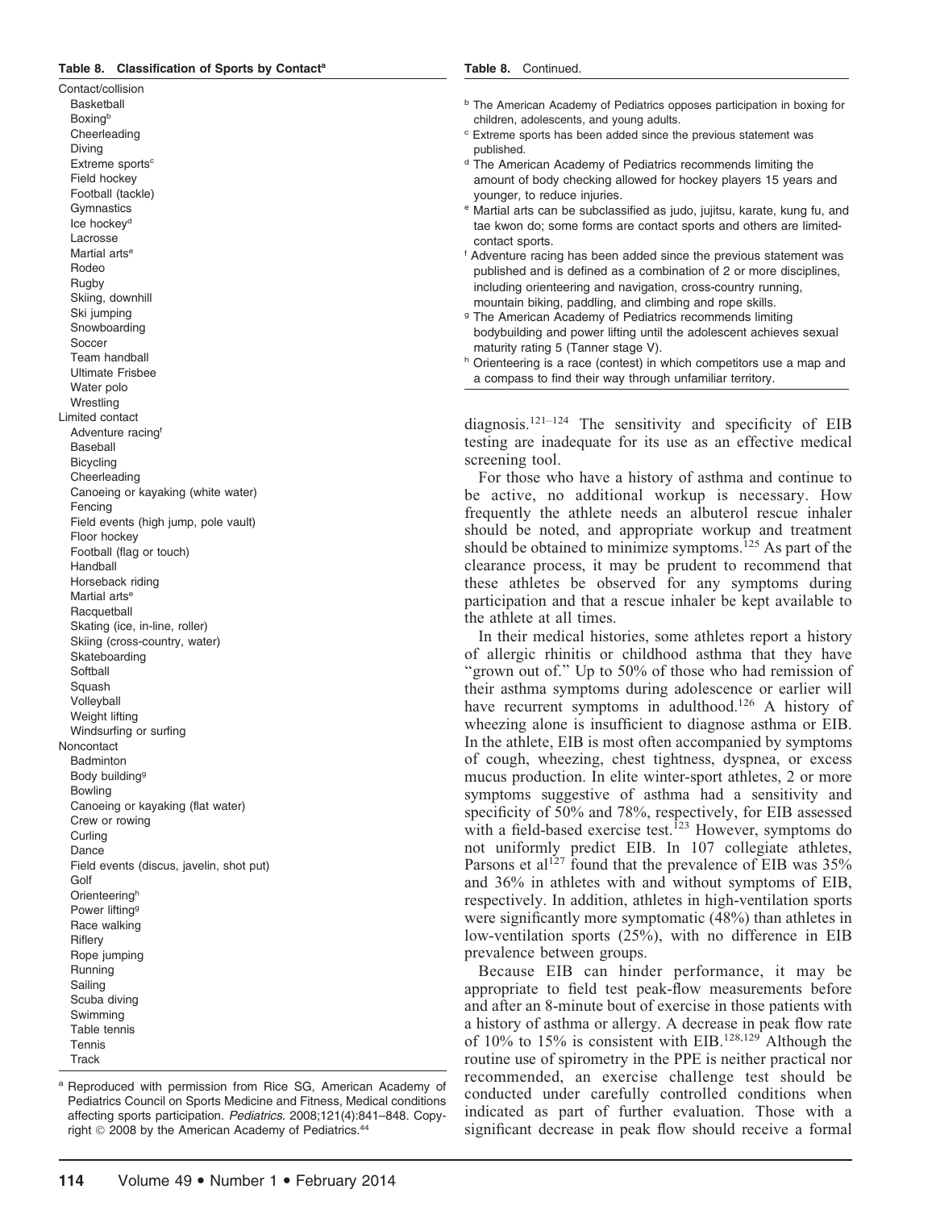**Table 8. Classification of Sports by Contact[a]**

| Category | Sport |
|---|---|
| Contact/collision | |
| | Basketball |
| | Boxing[b] |
| | Cheerleading |
| | Diving |
| | Extreme sports[c] |
| | Field hockey |
| | Football (tackle) |
| | Gymnastics |
| | Ice hockey[d] |
| | Lacrosse |
| | Martial arts[e] |
| | Rodeo |
| | Rugby |
| | Skiing, downhill |
| | Ski jumping |
| | Snowboarding |
| | Soccer |
| | Team handball |
| | Ultimate Frisbee |
| | Water polo |
| | Wrestling |
| Limited contact | |
| | Adventure racing[f] |
| | Baseball |
| | Bicycling |
| | Cheerleading |
| | Canoeing or kayaking (white water) |
| | Fencing |
| | Field events (high jump, pole vault) |
| | Floor hockey |
| | Football (flag or touch) |
| | Handball |
| | Horseback riding |
| | Martial arts[e] |
| | Racquetball |
| | Skating (ice, in-line, roller) |
| | Skiing (cross-country, water) |
| | Skateboarding |
| | Softball |
| | Squash |
| | Volleyball |
| | Weight lifting |
| | Windsurfing or surfing |
| Noncontact | |
| | Badminton |
| | Body building[g] |
| | Bowling |
| | Canoeing or kayaking (flat water) |
| | Crew or rowing |
| | Curling |
| | Dance |
| | Field events (discus, javelin, shot put) |
| | Golf |
| | Orienteering[h] |
| | Power lifting[g] |
| | Race walking |
| | Riflery |
| | Rope jumping |
| | Running |
| | Sailing |
| | Scuba diving |
| | Swimming |
| | Table tennis |
| | Tennis |
| | Track |

[a] Reproduced with permission from Rice SG, American Academy of Pediatrics Council on Sports Medicine and Fitness, Medical conditions affecting sports participation. *Pediatrics.* 2008;121(4):841–848. Copyright © 2008 by the American Academy of Pediatrics.[44]

[b] The American Academy of Pediatrics opposes participation in boxing for children, adolescents, and young adults.

[c] Extreme sports has been added since the previous statement was published.

[d] The American Academy of Pediatrics recommends limiting the amount of body checking allowed for hockey players 15 years and younger, to reduce injuries.

[e] Martial arts can be subclassified as judo, jujitsu, karate, kung fu, and tae kwon do; some forms are contact sports and others are limited-contact sports.

[f] Adventure racing has been added since the previous statement was published and is defined as a combination of 2 or more disciplines, including orienteering and navigation, cross-country running, mountain biking, paddling, and climbing and rope skills.

[g] The American Academy of Pediatrics recommends limiting bodybuilding and power lifting until the adolescent achieves sexual maturity rating 5 (Tanner stage V).

[h] Orienteering is a race (contest) in which competitors use a map and a compass to find their way through unfamiliar territory.

diagnosis.[121–124] The sensitivity and specificity of EIB testing are inadequate for its use as an effective medical screening tool.

For those who have a history of asthma and continue to be active, no additional workup is necessary. How frequently the athlete needs an albuterol rescue inhaler should be noted, and appropriate workup and treatment should be obtained to minimize symptoms.[125] As part of the clearance process, it may be prudent to recommend that these athletes be observed for any symptoms during participation and that a rescue inhaler be kept available to the athlete at all times.

In their medical histories, some athletes report a history of allergic rhinitis or childhood asthma that they have "grown out of." Up to 50% of those who had remission of their asthma symptoms during adolescence or earlier will have recurrent symptoms in adulthood.[126] A history of wheezing alone is insufficient to diagnose asthma or EIB. In the athlete, EIB is most often accompanied by symptoms of cough, wheezing, chest tightness, dyspnea, or excess mucus production. In elite winter-sport athletes, 2 or more symptoms suggestive of asthma had a sensitivity and specificity of 50% and 78%, respectively, for EIB assessed with a field-based exercise test.[123] However, symptoms do not uniformly predict EIB. In 107 collegiate athletes, Parsons et al[127] found that the prevalence of EIB was 35% and 36% in athletes with and without symptoms of EIB, respectively. In addition, athletes in high-ventilation sports were significantly more symptomatic (48%) than athletes in low-ventilation sports (25%), with no difference in EIB prevalence between groups.

Because EIB can hinder performance, it may be appropriate to field test peak-flow measurements before and after an 8-minute bout of exercise in those patients with a history of asthma or allergy. A decrease in peak flow rate of 10% to 15% is consistent with EIB.[128,129] Although the routine use of spirometry in the PPE is neither practical nor recommended, an exercise challenge test should be conducted under carefully controlled conditions when indicated as part of further evaluation. Those with a significant decrease in peak flow should receive a formal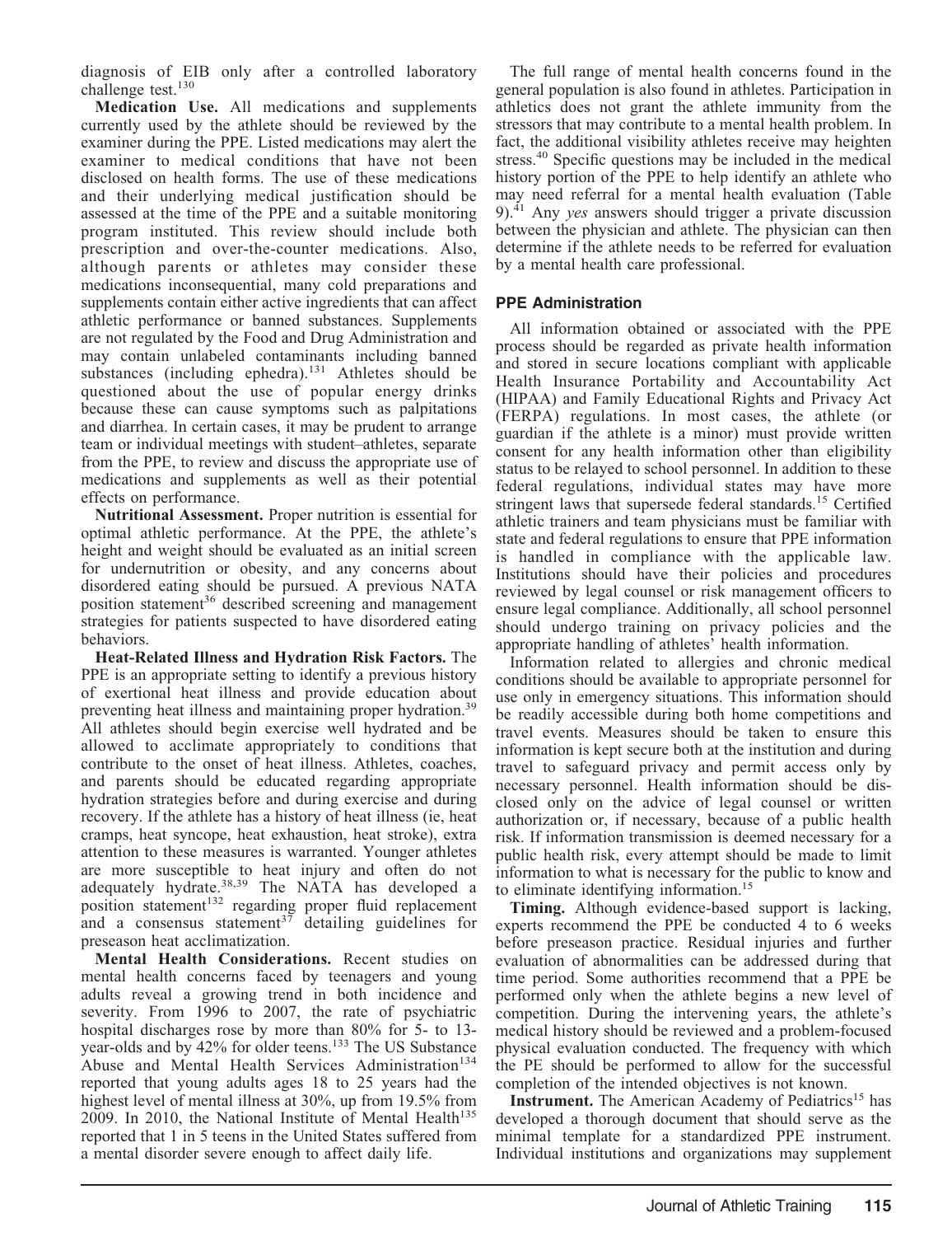diagnosis of EIB only after a controlled laboratory challenge test.[130]

**Medication Use.** All medications and supplements currently used by the athlete should be reviewed by the examiner during the PPE. Listed medications may alert the examiner to medical conditions that have not been disclosed on health forms. The use of these medications and their underlying medical justification should be assessed at the time of the PPE and a suitable monitoring program instituted. This review should include both prescription and over-the-counter medications. Also, although parents or athletes may consider these medications inconsequential, many cold preparations and supplements contain either active ingredients that can affect athletic performance or banned substances. Supplements are not regulated by the Food and Drug Administration and may contain unlabeled contaminants including banned substances (including ephedra).[131] Athletes should be questioned about the use of popular energy drinks because these can cause symptoms such as palpitations and diarrhea. In certain cases, it may be prudent to arrange team or individual meetings with student–athletes, separate from the PPE, to review and discuss the appropriate use of medications and supplements as well as their potential effects on performance.

**Nutritional Assessment.** Proper nutrition is essential for optimal athletic performance. At the PPE, the athlete's height and weight should be evaluated as an initial screen for undernutrition or obesity, and any concerns about disordered eating should be pursued. A previous NATA position statement[36] described screening and management strategies for patients suspected to have disordered eating behaviors.

**Heat-Related Illness and Hydration Risk Factors.** The PPE is an appropriate setting to identify a previous history of exertional heat illness and provide education about preventing heat illness and maintaining proper hydration.[39] All athletes should begin exercise well hydrated and be allowed to acclimate appropriately to conditions that contribute to the onset of heat illness. Athletes, coaches, and parents should be educated regarding appropriate hydration strategies before and during exercise and during recovery. If the athlete has a history of heat illness (ie, heat cramps, heat syncope, heat exhaustion, heat stroke), extra attention to these measures is warranted. Younger athletes are more susceptible to heat injury and often do not adequately hydrate.[38,39] The NATA has developed a position statement[132] regarding proper fluid replacement and a consensus statement[37] detailing guidelines for preseason heat acclimatization.

**Mental Health Considerations.** Recent studies on mental health concerns faced by teenagers and young adults reveal a growing trend in both incidence and severity. From 1996 to 2007, the rate of psychiatric hospital discharges rose by more than 80% for 5- to 13-year-olds and by 42% for older teens.[133] The US Substance Abuse and Mental Health Services Administration[134] reported that young adults ages 18 to 25 years had the highest level of mental illness at 30%, up from 19.5% from 2009. In 2010, the National Institute of Mental Health[135] reported that 1 in 5 teens in the United States suffered from a mental disorder severe enough to affect daily life.

The full range of mental health concerns found in the general population is also found in athletes. Participation in athletics does not grant the athlete immunity from the stressors that may contribute to a mental health problem. In fact, the additional visibility athletes receive may heighten stress.[40] Specific questions may be included in the medical history portion of the PPE to help identify an athlete who may need referral for a mental health evaluation (Table 9).[41] Any *yes* answers should trigger a private discussion between the physician and athlete. The physician can then determine if the athlete needs to be referred for evaluation by a mental health care professional.

### PPE Administration

All information obtained or associated with the PPE process should be regarded as private health information and stored in secure locations compliant with applicable Health Insurance Portability and Accountability Act (HIPAA) and Family Educational Rights and Privacy Act (FERPA) regulations. In most cases, the athlete (or guardian if the athlete is a minor) must provide written consent for any health information other than eligibility status to be relayed to school personnel. In addition to these federal regulations, individual states may have more stringent laws that supersede federal standards.[15] Certified athletic trainers and team physicians must be familiar with state and federal regulations to ensure that PPE information is handled in compliance with the applicable law. Institutions should have their policies and procedures reviewed by legal counsel or risk management officers to ensure legal compliance. Additionally, all school personnel should undergo training on privacy policies and the appropriate handling of athletes' health information.

Information related to allergies and chronic medical conditions should be available to appropriate personnel for use only in emergency situations. This information should be readily accessible during both home competitions and travel events. Measures should be taken to ensure this information is kept secure both at the institution and during travel to safeguard privacy and permit access only by necessary personnel. Health information should be disclosed only on the advice of legal counsel or written authorization or, if necessary, because of a public health risk. If information transmission is deemed necessary for a public health risk, every attempt should be made to limit information to what is necessary for the public to know and to eliminate identifying information.[15]

**Timing.** Although evidence-based support is lacking, experts recommend the PPE be conducted 4 to 6 weeks before preseason practice. Residual injuries and further evaluation of abnormalities can be addressed during that time period. Some authorities recommend that a PPE be performed only when the athlete begins a new level of competition. During the intervening years, the athlete's medical history should be reviewed and a problem-focused physical evaluation conducted. The frequency with which the PE should be performed to allow for the successful completion of the intended objectives is not known.

**Instrument.** The American Academy of Pediatrics[15] has developed a thorough document that should serve as the minimal template for a standardized PPE instrument. Individual institutions and organizations may supplement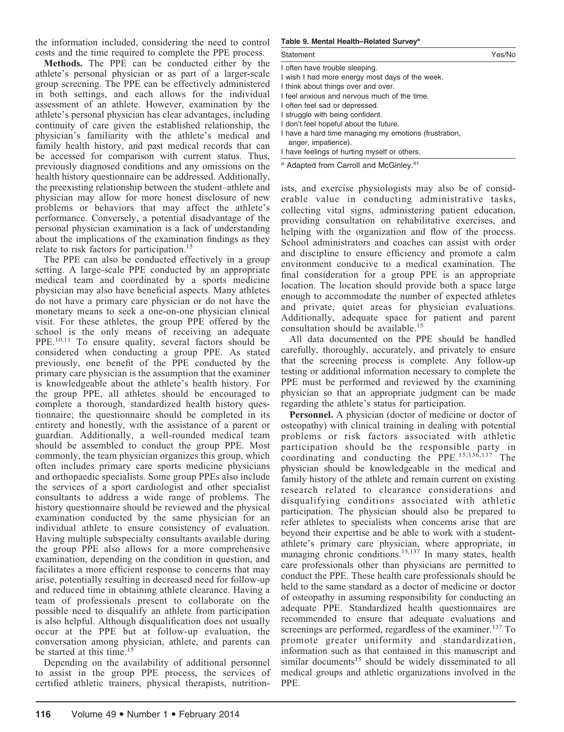the information included, considering the need to control costs and the time required to complete the PPE process.

**Methods.** The PPE can be conducted either by the athlete's personal physician or as part of a larger-scale group screening. The PPE can be effectively administered in both settings, and each allows for the individual assessment of an athlete. However, examination by the athlete's personal physician has clear advantages, including continuity of care given the established relationship, the physician's familiarity with the athlete's medical and family health history, and past medical records that can be accessed for comparison with current status. Thus, previously diagnosed conditions and any omissions on the health history questionnaire can be addressed. Additionally, the preexisting relationship between the student–athlete and physician may allow for more honest disclosure of new problems or behaviors that may affect the athlete's performance. Conversely, a potential disadvantage of the personal physician examination is a lack of understanding about the implications of the examination findings as they relate to risk factors for participation.[15]

The PPE can also be conducted effectively in a group setting. A large-scale PPE conducted by an appropriate medical team and coordinated by a sports medicine physician may also have beneficial aspects. Many athletes do not have a primary care physician or do not have the monetary means to seek a one-on-one physician clinical visit. For these athletes, the group PPE offered by the school is the only means of receiving an adequate PPE.[10,11] To ensure quality, several factors should be considered when conducting a group PPE. As stated previously, one benefit of the PPE conducted by the primary care physician is the assumption that the examiner is knowledgeable about the athlete's health history. For the group PPE, all athletes should be encouraged to complete a thorough, standardized health history questionnaire; the questionnaire should be completed in its entirety and honestly, with the assistance of a parent or guardian. Additionally, a well-rounded medical team should be assembled to conduct the group PPE. Most commonly, the team physician organizes this group, which often includes primary care sports medicine physicians and orthopaedic specialists. Some group PPEs also include the services of a sport cardiologist and other specialist consultants to address a wide range of problems. The history questionnaire should be reviewed and the physical examination conducted by the same physician for an individual athlete to ensure consistency of evaluation. Having multiple subspecialty consultants available during the group PPE also allows for a more comprehensive examination, depending on the condition in question, and facilitates a more efficient response to concerns that may arise, potentially resulting in decreased need for follow-up and reduced time in obtaining athlete clearance. Having a team of professionals present to collaborate on the possible need to disqualify an athlete from participation is also helpful. Although disqualification does not usually occur at the PPE but at follow-up evaluation, the conversation among physician, athlete, and parents can be started at this time.[15]

Depending on the availability of additional personnel to assist in the group PPE process, the services of certified athletic trainers, physical therapists, nutritionists, and exercise physiologists may also be of considerable value in conducting administrative tasks, collecting vital signs, administering patient education, providing consultation on rehabilitative exercises, and helping with the organization and flow of the process. School administrators and coaches can assist with order and discipline to ensure efficiency and promote a calm environment conducive to a medical examination. The final consideration for a group PPE is an appropriate location. The location should provide both a space large enough to accommodate the number of expected athletes and private, quiet areas for physician evaluations. Additionally, adequate space for patient and parent consultation should be available.[15]

**Table 9. Mental Health–Related Survey**[a]

| Statement | Yes/No |
|---|---|
| I often have trouble sleeping. | |
| I wish I had more energy most days of the week. | |
| I think about things over and over. | |
| I feel anxious and nervous much of the time. | |
| I often feel sad or depressed. | |
| I struggle with being confident. | |
| I don't feel hopeful about the future. | |
| I have a hard time managing my emotions (frustration, anger, impatience). | |
| I have feelings of hurting myself or others. | |

[a] Adapted from Carroll and McGinley.[41]

All data documented on the PPE should be handled carefully, thoroughly, accurately, and privately to ensure that the screening process is complete. Any follow-up testing or additional information necessary to complete the PPE must be performed and reviewed by the examining physician so that an appropriate judgment can be made regarding the athlete's status for participation.

**Personnel.** A physician (doctor of medicine or doctor of osteopathy) with clinical training in dealing with potential problems or risk factors associated with athletic participation should be the responsible party in coordinating and conducting the PPE.[15,136,137] The physician should be knowledgeable in the medical and family history of the athlete and remain current on existing research related to clearance considerations and disqualifying conditions associated with athletic participation. The physician should also be prepared to refer athletes to specialists when concerns arise that are beyond their expertise and be able to work with a student-athlete's primary care physician, where appropriate, in managing chronic conditions.[15,137] In many states, health care professionals other than physicians are permitted to conduct the PPE. These health care professionals should be held to the same standard as a doctor of medicine or doctor of osteopathy in assuming responsibility for conducting an adequate PPE. Standardized health questionnaires are recommended to ensure that adequate evaluations and screenings are performed, regardless of the examiner.[137] To promote greater uniformity and standardization, information such as that contained in this manuscript and similar documents[15] should be widely disseminated to all medical groups and athletic organizations involved in the PPE.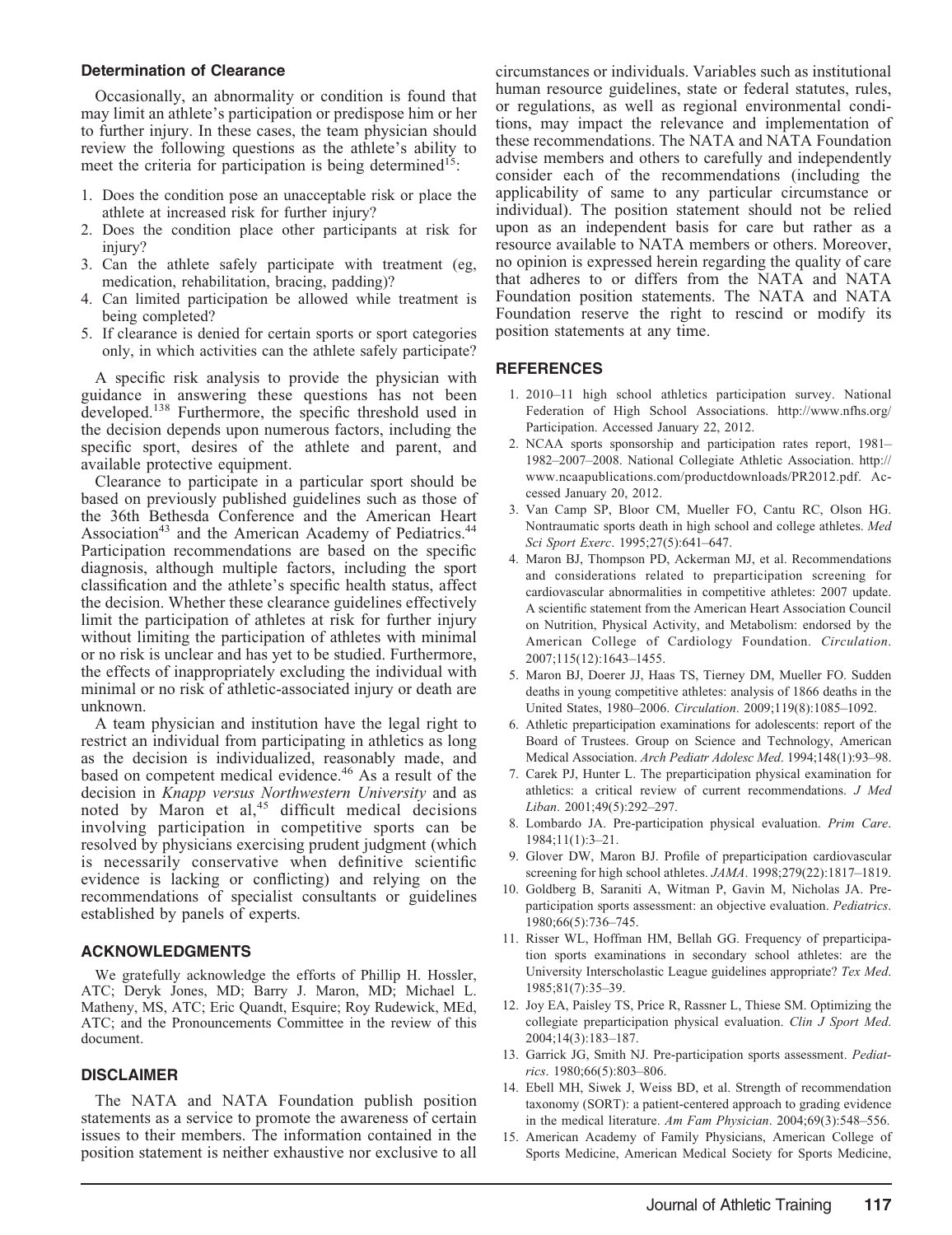### Determination of Clearance

Occasionally, an abnormality or condition is found that may limit an athlete's participation or predispose him or her to further injury. In these cases, the team physician should review the following questions as the athlete's ability to meet the criteria for participation is being determined[15]:

1. Does the condition pose an unacceptable risk or place the athlete at increased risk for further injury?
2. Does the condition place other participants at risk for injury?
3. Can the athlete safely participate with treatment (eg, medication, rehabilitation, bracing, padding)?
4. Can limited participation be allowed while treatment is being completed?
5. If clearance is denied for certain sports or sport categories only, in which activities can the athlete safely participate?

A specific risk analysis to provide the physician with guidance in answering these questions has not been developed.[138] Furthermore, the specific threshold used in the decision depends upon numerous factors, including the specific sport, desires of the athlete and parent, and available protective equipment.

Clearance to participate in a particular sport should be based on previously published guidelines such as those of the 36th Bethesda Conference and the American Heart Association[43] and the American Academy of Pediatrics.[44] Participation recommendations are based on the specific diagnosis, although multiple factors, including the sport classification and the athlete's specific health status, affect the decision. Whether these clearance guidelines effectively limit the participation of athletes at risk for further injury without limiting the participation of athletes with minimal or no risk is unclear and has yet to be studied. Furthermore, the effects of inappropriately excluding the individual with minimal or no risk of athletic-associated injury or death are unknown.

A team physician and institution have the legal right to restrict an individual from participating in athletics as long as the decision is individualized, reasonably made, and based on competent medical evidence.[46] As a result of the decision in *Knapp versus Northwestern University* and as noted by Maron et al,[45] difficult medical decisions involving participation in competitive sports can be resolved by physicians exercising prudent judgment (which is necessarily conservative when definitive scientific evidence is lacking or conflicting) and relying on the recommendations of specialist consultants or guidelines established by panels of experts.

## ACKNOWLEDGMENTS

We gratefully acknowledge the efforts of Phillip H. Hossler, ATC; Deryk Jones, MD; Barry J. Maron, MD; Michael L. Matheny, MS, ATC; Eric Quandt, Esquire; Roy Rudewick, MEd, ATC; and the Pronouncements Committee in the review of this document.

## DISCLAIMER

The NATA and NATA Foundation publish position statements as a service to promote the awareness of certain issues to their members. The information contained in the position statement is neither exhaustive nor exclusive to all circumstances or individuals. Variables such as institutional human resource guidelines, state or federal statutes, rules, or regulations, as well as regional environmental conditions, may impact the relevance and implementation of these recommendations. The NATA and NATA Foundation advise members and others to carefully and independently consider each of the recommendations (including the applicability of same to any particular circumstance or individual). The position statement should not be relied upon as an independent basis for care but rather as a resource available to NATA members or others. Moreover, no opinion is expressed herein regarding the quality of care that adheres to or differs from the NATA and NATA Foundation position statements. The NATA and NATA Foundation reserve the right to rescind or modify its position statements at any time.

## REFERENCES

1. 2010–11 high school athletics participation survey. National Federation of High School Associations. http://www.nfhs.org/Participation. Accessed January 22, 2012.
2. NCAA sports sponsorship and participation rates report, 1981–1982–2007–2008. National Collegiate Athletic Association. http://www.ncaapublications.com/productdownloads/PR2012.pdf. Accessed January 20, 2012.
3. Van Camp SP, Bloor CM, Mueller FO, Cantu RC, Olson HG. Nontraumatic sports death in high school and college athletes. *Med Sci Sport Exerc*. 1995;27(5):641–647.
4. Maron BJ, Thompson PD, Ackerman MJ, et al. Recommendations and considerations related to preparticipation screening for cardiovascular abnormalities in competitive athletes: 2007 update. A scientific statement from the American Heart Association Council on Nutrition, Physical Activity, and Metabolism: endorsed by the American College of Cardiology Foundation. *Circulation*. 2007;115(12):1643–1455.
5. Maron BJ, Doerer JJ, Haas TS, Tierney DM, Mueller FO. Sudden deaths in young competitive athletes: analysis of 1866 deaths in the United States, 1980–2006. *Circulation*. 2009;119(8):1085–1092.
6. Athletic preparticipation examinations for adolescents: report of the Board of Trustees. Group on Science and Technology, American Medical Association. *Arch Pediatr Adolesc Med*. 1994;148(1):93–98.
7. Carek PJ, Hunter L. The preparticipation physical examination for athletics: a critical review of current recommendations. *J Med Liban*. 2001;49(5):292–297.
8. Lombardo JA. Pre-participation physical evaluation. *Prim Care*. 1984;11(1):3–21.
9. Glover DW, Maron BJ. Profile of preparticipation cardiovascular screening for high school athletes. *JAMA*. 1998;279(22):1817–1819.
10. Goldberg B, Saraniti A, Witman P, Gavin M, Nicholas JA. Preparticipation sports assessment: an objective evaluation. *Pediatrics*. 1980;66(5):736–745.
11. Risser WL, Hoffman HM, Bellah GG. Frequency of preparticipation sports examinations in secondary school athletes: are the University Interscholastic League guidelines appropriate? *Tex Med*. 1985;81(7):35–39.
12. Joy EA, Paisley TS, Price R, Rassner L, Thiese SM. Optimizing the collegiate preparticipation physical evaluation. *Clin J Sport Med*. 2004;14(3):183–187.
13. Garrick JG, Smith NJ. Pre-participation sports assessment. *Pediatrics*. 1980;66(5):803–806.
14. Ebell MH, Siwek J, Weiss BD, et al. Strength of recommendation taxonomy (SORT): a patient-centered approach to grading evidence in the medical literature. *Am Fam Physician*. 2004;69(3):548–556.
15. American Academy of Family Physicians, American College of Sports Medicine, American Medical Society for Sports Medicine,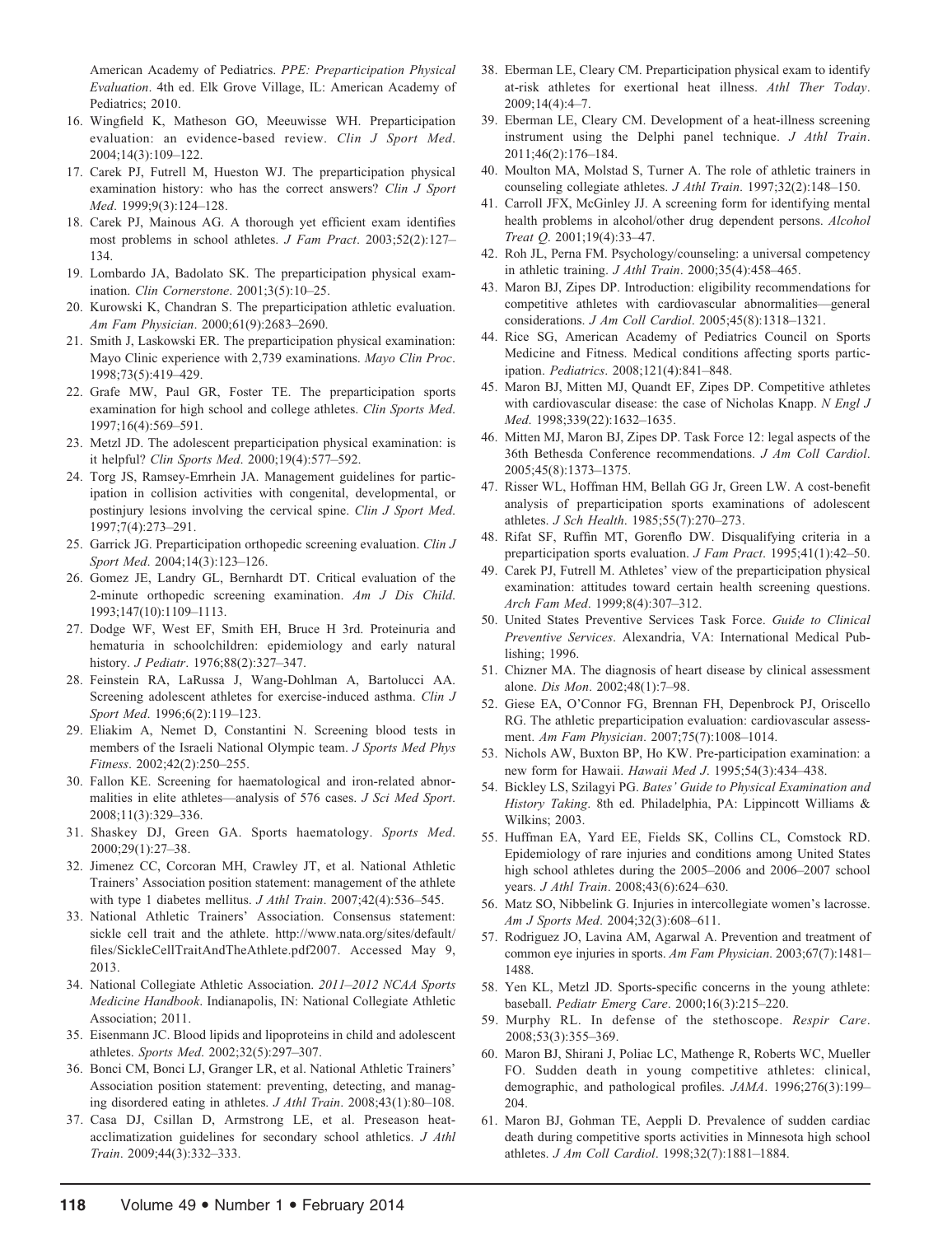American Academy of Pediatrics. *PPE: Preparticipation Physical Evaluation*. 4th ed. Elk Grove Village, IL: American Academy of Pediatrics; 2010.

16. Wingfield K, Matheson GO, Meeuwisse WH. Preparticipation evaluation: an evidence-based review. *Clin J Sport Med*. 2004;14(3):109–122.
17. Carek PJ, Futrell M, Hueston WJ. The preparticipation physical examination history: who has the correct answers? *Clin J Sport Med*. 1999;9(3):124–128.
18. Carek PJ, Mainous AG. A thorough yet efficient exam identifies most problems in school athletes. *J Fam Pract*. 2003;52(2):127–134.
19. Lombardo JA, Badolato SK. The preparticipation physical examination. *Clin Cornerstone*. 2001;3(5):10–25.
20. Kurowski K, Chandran S. The preparticipation athletic evaluation. *Am Fam Physician*. 2000;61(9):2683–2690.
21. Smith J, Laskowski ER. The preparticipation physical examination: Mayo Clinic experience with 2,739 examinations. *Mayo Clin Proc*. 1998;73(5):419–429.
22. Grafe MW, Paul GR, Foster TE. The preparticipation sports examination for high school and college athletes. *Clin Sports Med*. 1997;16(4):569–591.
23. Metzl JD. The adolescent preparticipation physical examination: is it helpful? *Clin Sports Med*. 2000;19(4):577–592.
24. Torg JS, Ramsey-Emrhein JA. Management guidelines for participation in collision activities with congenital, developmental, or postinjury lesions involving the cervical spine. *Clin J Sport Med*. 1997;7(4):273–291.
25. Garrick JG. Preparticipation orthopedic screening evaluation. *Clin J Sport Med*. 2004;14(3):123–126.
26. Gomez JE, Landry GL, Bernhardt DT. Critical evaluation of the 2-minute orthopedic screening examination. *Am J Dis Child*. 1993;147(10):1109–1113.
27. Dodge WF, West EF, Smith EH, Bruce H 3rd. Proteinuria and hematuria in schoolchildren: epidemiology and early natural history. *J Pediatr*. 1976;88(2):327–347.
28. Feinstein RA, LaRussa J, Wang-Dohlman A, Bartolucci AA. Screening adolescent athletes for exercise-induced asthma. *Clin J Sport Med*. 1996;6(2):119–123.
29. Eliakim A, Nemet D, Constantini N. Screening blood tests in members of the Israeli National Olympic team. *J Sports Med Phys Fitness*. 2002;42(2):250–255.
30. Fallon KE. Screening for haematological and iron-related abnormalities in elite athletes—analysis of 576 cases. *J Sci Med Sport*. 2008;11(3):329–336.
31. Shaskey DJ, Green GA. Sports haematology. *Sports Med*. 2000;29(1):27–38.
32. Jimenez CC, Corcoran MH, Crawley JT, et al. National Athletic Trainers' Association position statement: management of the athlete with type 1 diabetes mellitus. *J Athl Train*. 2007;42(4):536–545.
33. National Athletic Trainers' Association. Consensus statement: sickle cell trait and the athlete. http://www.nata.org/sites/default/files/SickleCellTraitAndTheAthlete.pdf2007. Accessed May 9, 2013.
34. National Collegiate Athletic Association. *2011–2012 NCAA Sports Medicine Handbook*. Indianapolis, IN: National Collegiate Athletic Association; 2011.
35. Eisenmann JC. Blood lipids and lipoproteins in child and adolescent athletes. *Sports Med*. 2002;32(5):297–307.
36. Bonci CM, Bonci LJ, Granger LR, et al. National Athletic Trainers' Association position statement: preventing, detecting, and managing disordered eating in athletes. *J Athl Train*. 2008;43(1):80–108.
37. Casa DJ, Csillan D, Armstrong LE, et al. Preseason heat-acclimatization guidelines for secondary school athletics. *J Athl Train*. 2009;44(3):332–333.
38. Eberman LE, Cleary CM. Preparticipation physical exam to identify at-risk athletes for exertional heat illness. *Athl Ther Today*. 2009;14(4):4–7.
39. Eberman LE, Cleary CM. Development of a heat-illness screening instrument using the Delphi panel technique. *J Athl Train*. 2011;46(2):176–184.
40. Moulton MA, Molstad S, Turner A. The role of athletic trainers in counseling collegiate athletes. *J Athl Train*. 1997;32(2):148–150.
41. Carroll JFX, McGinley JJ. A screening form for identifying mental health problems in alcohol/other drug dependent persons. *Alcohol Treat Q*. 2001;19(4):33–47.
42. Roh JL, Perna FM. Psychology/counseling: a universal competency in athletic training. *J Athl Train*. 2000;35(4):458–465.
43. Maron BJ, Zipes DP. Introduction: eligibility recommendations for competitive athletes with cardiovascular abnormalities—general considerations. *J Am Coll Cardiol*. 2005;45(8):1318–1321.
44. Rice SG, American Academy of Pediatrics Council on Sports Medicine and Fitness. Medical conditions affecting sports participation. *Pediatrics*. 2008;121(4):841–848.
45. Maron BJ, Mitten MJ, Quandt EF, Zipes DP. Competitive athletes with cardiovascular disease: the case of Nicholas Knapp. *N Engl J Med*. 1998;339(22):1632–1635.
46. Mitten MJ, Maron BJ, Zipes DP. Task Force 12: legal aspects of the 36th Bethesda Conference recommendations. *J Am Coll Cardiol*. 2005;45(8):1373–1375.
47. Risser WL, Hoffman HM, Bellah GG Jr, Green LW. A cost-benefit analysis of preparticipation sports examinations of adolescent athletes. *J Sch Health*. 1985;55(7):270–273.
48. Rifat SF, Ruffin MT, Gorenflo DW. Disqualifying criteria in a preparticipation sports evaluation. *J Fam Pract*. 1995;41(1):42–50.
49. Carek PJ, Futrell M. Athletes' view of the preparticipation physical examination: attitudes toward certain health screening questions. *Arch Fam Med*. 1999;8(4):307–312.
50. United States Preventive Services Task Force. *Guide to Clinical Preventive Services*. Alexandria, VA: International Medical Publishing; 1996.
51. Chizner MA. The diagnosis of heart disease by clinical assessment alone. *Dis Mon*. 2002;48(1):7–98.
52. Giese EA, O'Connor FG, Brennan FH, Depenbrock PJ, Oriscello RG. The athletic preparticipation evaluation: cardiovascular assessment. *Am Fam Physician*. 2007;75(7):1008–1014.
53. Nichols AW, Buxton BP, Ho KW. Pre-participation examination: a new form for Hawaii. *Hawaii Med J*. 1995;54(3):434–438.
54. Bickley LS, Szilagyi PG. *Bates' Guide to Physical Examination and History Taking*. 8th ed. Philadelphia, PA: Lippincott Williams & Wilkins; 2003.
55. Huffman EA, Yard EE, Fields SK, Collins CL, Comstock RD. Epidemiology of rare injuries and conditions among United States high school athletes during the 2005–2006 and 2006–2007 school years. *J Athl Train*. 2008;43(6):624–630.
56. Matz SO, Nibbelink G. Injuries in intercollegiate women's lacrosse. *Am J Sports Med*. 2004;32(3):608–611.
57. Rodriguez JO, Lavina AM, Agarwal A. Prevention and treatment of common eye injuries in sports. *Am Fam Physician*. 2003;67(7):1481–1488.
58. Yen KL, Metzl JD. Sports-specific concerns in the young athlete: baseball. *Pediatr Emerg Care*. 2000;16(3):215–220.
59. Murphy RL. In defense of the stethoscope. *Respir Care*. 2008;53(3):355–369.
60. Maron BJ, Shirani J, Poliac LC, Mathenge R, Roberts WC, Mueller FO. Sudden death in young competitive athletes: clinical, demographic, and pathological profiles. *JAMA*. 1996;276(3):199–204.
61. Maron BJ, Gohman TE, Aeppli D. Prevalence of sudden cardiac death during competitive sports activities in Minnesota high school athletes. *J Am Coll Cardiol*. 1998;32(7):1881–1884.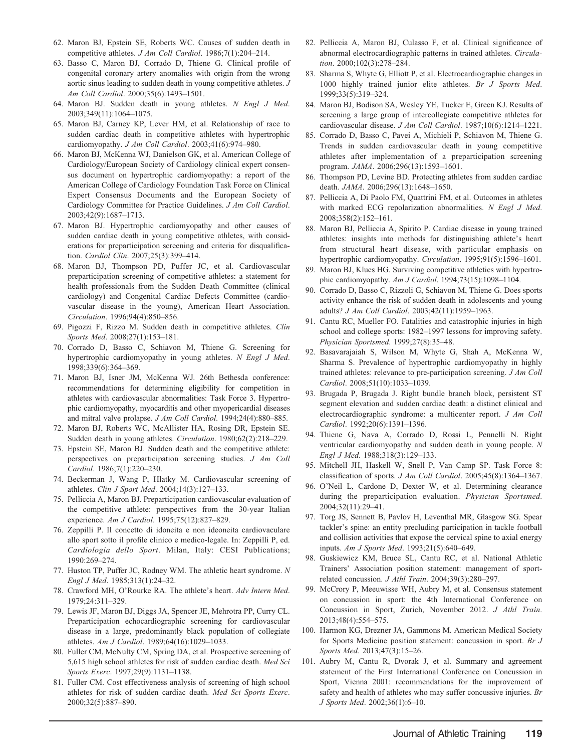62. Maron BJ, Epstein SE, Roberts WC. Causes of sudden death in competitive athletes. *J Am Coll Cardiol*. 1986;7(1):204–214.
63. Basso C, Maron BJ, Corrado D, Thiene G. Clinical profile of congenital coronary artery anomalies with origin from the wrong aortic sinus leading to sudden death in young competitive athletes. *J Am Coll Cardiol*. 2000;35(6):1493–1501.
64. Maron BJ. Sudden death in young athletes. *N Engl J Med*. 2003;349(11):1064–1075.
65. Maron BJ, Carney KP, Lever HM, et al. Relationship of race to sudden cardiac death in competitive athletes with hypertrophic cardiomyopathy. *J Am Coll Cardiol*. 2003;41(6):974–980.
66. Maron BJ, McKenna WJ, Danielson GK, et al. American College of Cardiology/European Society of Cardiology clinical expert consensus document on hypertrophic cardiomyopathy: a report of the American College of Cardiology Foundation Task Force on Clinical Expert Consensus Documents and the European Society of Cardiology Committee for Practice Guidelines. *J Am Coll Cardiol*. 2003;42(9):1687–1713.
67. Maron BJ. Hypertrophic cardiomyopathy and other causes of sudden cardiac death in young competitive athletes, with considerations for preparticipation screening and criteria for disqualification. *Cardiol Clin*. 2007;25(3):399–414.
68. Maron BJ, Thompson PD, Puffer JC, et al. Cardiovascular preparticipation screening of competitive athletes: a statement for health professionals from the Sudden Death Committee (clinical cardiology) and Congenital Cardiac Defects Committee (cardiovascular disease in the young), American Heart Association. *Circulation*. 1996;94(4):850–856.
69. Pigozzi F, Rizzo M. Sudden death in competitive athletes. *Clin Sports Med*. 2008;27(1):153–181.
70. Corrado D, Basso C, Schiavon M, Thiene G. Screening for hypertrophic cardiomyopathy in young athletes. *N Engl J Med*. 1998;339(6):364–369.
71. Maron BJ, Isner JM, McKenna WJ. 26th Bethesda conference: recommendations for determining eligibility for competition in athletes with cardiovascular abnormalities: Task Force 3. Hypertrophic cardiomyopathy, myocarditis and other myopericardial diseases and mitral valve prolapse. *J Am Coll Cardiol*. 1994;24(4):880–885.
72. Maron BJ, Roberts WC, McAllister HA, Rosing DR, Epstein SE. Sudden death in young athletes. *Circulation*. 1980;62(2):218–229.
73. Epstein SE, Maron BJ. Sudden death and the competitive athlete: perspectives on preparticipation screening studies. *J Am Coll Cardiol*. 1986;7(1):220–230.
74. Beckerman J, Wang P, Hlatky M. Cardiovascular screening of athletes. *Clin J Sport Med*. 2004;14(3):127–133.
75. Pelliccia A, Maron BJ. Preparticipation cardiovascular evaluation of the competitive athlete: perspectives from the 30-year Italian experience. *Am J Cardiol*. 1995;75(12):827–829.
76. Zeppilli P. Il concetto di idoneita e non ideoneita cardiovaculare allo sport sotto il profile clinico e medico-legale. In: Zeppilli P, ed. *Cardiologia dello Sport*. Milan, Italy: CESI Publications; 1990:269–274.
77. Huston TP, Puffer JC, Rodney WM. The athletic heart syndrome. *N Engl J Med*. 1985;313(1):24–32.
78. Crawford MH, O'Rourke RA. The athlete's heart. *Adv Intern Med*. 1979;24:311–329.
79. Lewis JF, Maron BJ, Diggs JA, Spencer JE, Mehrotra PP, Curry CL. Preparticipation echocardiographic screening for cardiovascular disease in a large, predominantly black population of collegiate athletes. *Am J Cardiol*. 1989;64(16):1029–1033.
80. Fuller CM, McNulty CM, Spring DA, et al. Prospective screening of 5,615 high school athletes for risk of sudden cardiac death. *Med Sci Sports Exerc*. 1997;29(9):1131–1138.
81. Fuller CM. Cost effectiveness analysis of screening of high school athletes for risk of sudden cardiac death. *Med Sci Sports Exerc*. 2000;32(5):887–890.
82. Pelliccia A, Maron BJ, Culasso F, et al. Clinical significance of abnormal electrocardiographic patterns in trained athletes. *Circulation*. 2000;102(3):278–284.
83. Sharma S, Whyte G, Elliott P, et al. Electrocardiographic changes in 1000 highly trained junior elite athletes. *Br J Sports Med*. 1999;33(5):319–324.
84. Maron BJ, Bodison SA, Wesley YE, Tucker E, Green KJ. Results of screening a large group of intercollegiate competitive athletes for cardiovascular disease. *J Am Coll Cardiol*. 1987;10(6):1214–1221.
85. Corrado D, Basso C, Pavei A, Michieli P, Schiavon M, Thiene G. Trends in sudden cardiovascular death in young competitive athletes after implementation of a preparticipation screening program. *JAMA*. 2006;296(13):1593–1601.
86. Thompson PD, Levine BD. Protecting athletes from sudden cardiac death. *JAMA*. 2006;296(13):1648–1650.
87. Pelliccia A, Di Paolo FM, Quattrini FM, et al. Outcomes in athletes with marked ECG repolarization abnormalities. *N Engl J Med*. 2008;358(2):152–161.
88. Maron BJ, Pelliccia A, Spirito P. Cardiac disease in young trained athletes: insights into methods for distinguishing athlete's heart from structural heart disease, with particular emphasis on hypertrophic cardiomyopathy. *Circulation*. 1995;91(5):1596–1601.
89. Maron BJ, Klues HG. Surviving competitive athletics with hypertrophic cardiomyopathy. *Am J Cardiol*. 1994;73(15):1098–1104.
90. Corrado D, Basso C, Rizzoli G, Schiavon M, Thiene G. Does sports activity enhance the risk of sudden death in adolescents and young adults? *J Am Coll Cardiol*. 2003;42(11):1959–1963.
91. Cantu RC, Mueller FO. Fatalities and catastrophic injuries in high school and college sports: 1982–1997 lessons for improving safety. *Physician Sportsmed*. 1999;27(8):35–48.
92. Basavarajaiah S, Wilson M, Whyte G, Shah A, McKenna W, Sharma S. Prevalence of hypertrophic cardiomyopathy in highly trained athletes: relevance to pre-participation screening. *J Am Coll Cardiol*. 2008;51(10):1033–1039.
93. Brugada P, Brugada J. Right bundle branch block, persistent ST segment elevation and sudden cardiac death: a distinct clinical and electrocardiographic syndrome: a multicenter report. *J Am Coll Cardiol*. 1992;20(6):1391–1396.
94. Thiene G, Nava A, Corrado D, Rossi L, Pennelli N. Right ventricular cardiomyopathy and sudden death in young people. *N Engl J Med*. 1988;318(3):129–133.
95. Mitchell JH, Haskell W, Snell P, Van Camp SP. Task Force 8: classification of sports. *J Am Coll Cardiol*. 2005;45(8):1364–1367.
96. O'Neil L, Cardone D, Dexter W, et al. Determining clearance during the preparticipation evaluation. *Physician Sportsmed*. 2004;32(11):29–41.
97. Torg JS, Sennett B, Pavlov H, Leventhal MR, Glasgow SG. Spear tackler's spine: an entity precluding participation in tackle football and collision activities that expose the cervical spine to axial energy inputs. *Am J Sports Med*. 1993;21(5):640–649.
98. Guskiewicz KM, Bruce SL, Cantu RC, et al. National Athletic Trainers' Association position statement: management of sport-related concussion. *J Athl Train*. 2004;39(3):280–297.
99. McCrory P, Meeuwisse WH, Aubry M, et al. Consensus statement on concussion in sport: the 4th International Conference on Concussion in Sport, Zurich, November 2012. *J Athl Train*. 2013;48(4):554–575.
100. Harmon KG, Drezner JA, Gammons M. American Medical Society for Sports Medicine position statement: concussion in sport. *Br J Sports Med*. 2013;47(3):15–26.
101. Aubry M, Cantu R, Dvorak J, et al. Summary and agreement statement of the First International Conference on Concussion in Sport, Vienna 2001: recommendations for the improvement of safety and health of athletes who may suffer concussive injuries. *Br J Sports Med*. 2002;36(1):6–10.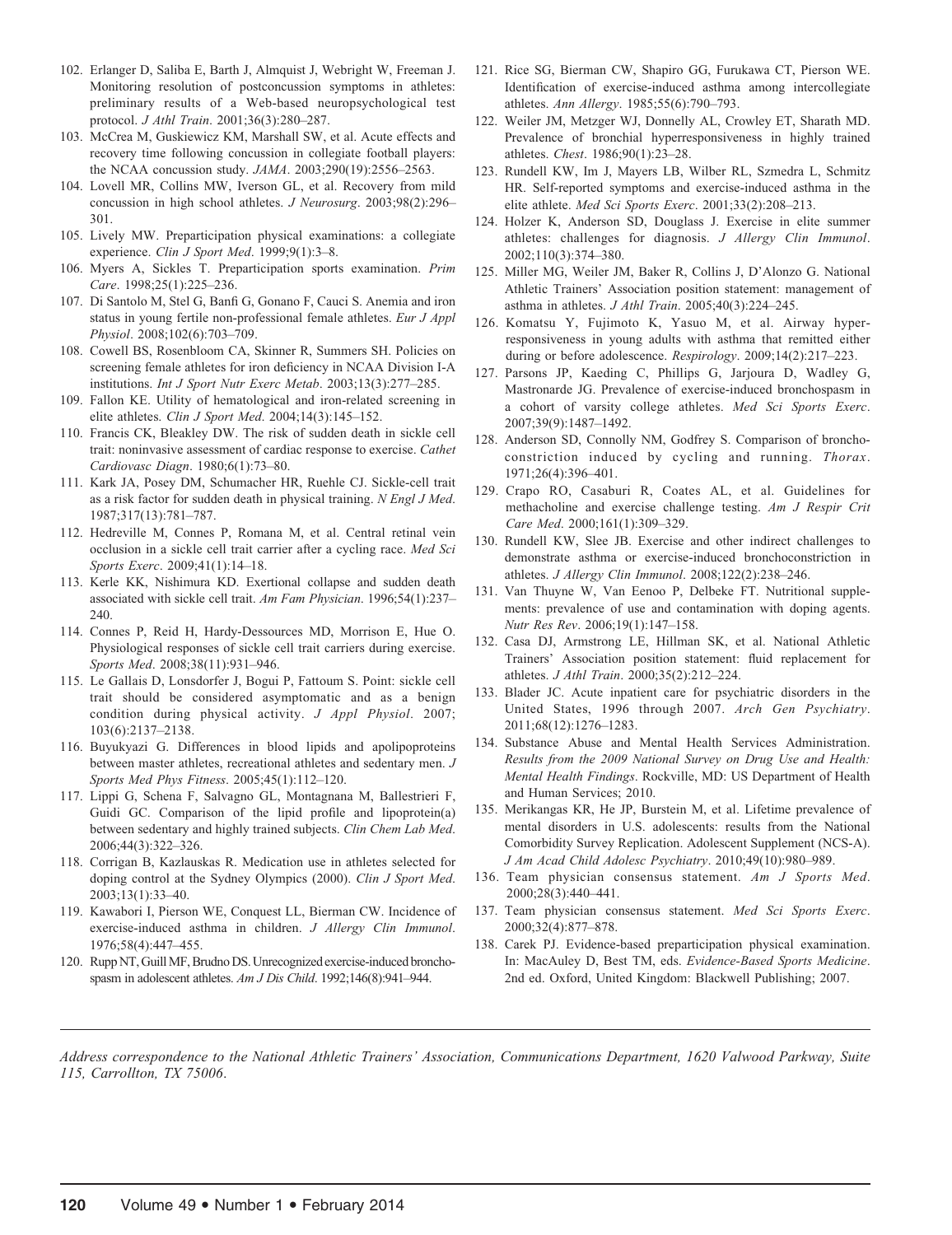102. Erlanger D, Saliba E, Barth J, Almquist J, Webright W, Freeman J. Monitoring resolution of postconcussion symptoms in athletes: preliminary results of a Web-based neuropsychological test protocol. *J Athl Train*. 2001;36(3):280–287.
103. McCrea M, Guskiewicz KM, Marshall SW, et al. Acute effects and recovery time following concussion in collegiate football players: the NCAA concussion study. *JAMA*. 2003;290(19):2556–2563.
104. Lovell MR, Collins MW, Iverson GL, et al. Recovery from mild concussion in high school athletes. *J Neurosurg*. 2003;98(2):296–301.
105. Lively MW. Preparticipation physical examinations: a collegiate experience. *Clin J Sport Med*. 1999;9(1):3–8.
106. Myers A, Sickles T. Preparticipation sports examination. *Prim Care*. 1998;25(1):225–236.
107. Di Santolo M, Stel G, Banfi G, Gonano F, Cauci S. Anemia and iron status in young fertile non-professional female athletes. *Eur J Appl Physiol*. 2008;102(6):703–709.
108. Cowell BS, Rosenbloom CA, Skinner R, Summers SH. Policies on screening female athletes for iron deficiency in NCAA Division I-A institutions. *Int J Sport Nutr Exerc Metab*. 2003;13(3):277–285.
109. Fallon KE. Utility of hematological and iron-related screening in elite athletes. *Clin J Sport Med*. 2004;14(3):145–152.
110. Francis CK, Bleakley DW. The risk of sudden death in sickle cell trait: noninvasive assessment of cardiac response to exercise. *Cathet Cardiovasc Diagn*. 1980;6(1):73–80.
111. Kark JA, Posey DM, Schumacher HR, Ruehle CJ. Sickle-cell trait as a risk factor for sudden death in physical training. *N Engl J Med*. 1987;317(13):781–787.
112. Hedreville M, Connes P, Romana M, et al. Central retinal vein occlusion in a sickle cell trait carrier after a cycling race. *Med Sci Sports Exerc*. 2009;41(1):14–18.
113. Kerle KK, Nishimura KD. Exertional collapse and sudden death associated with sickle cell trait. *Am Fam Physician*. 1996;54(1):237–240.
114. Connes P, Reid H, Hardy-Dessources MD, Morrison E, Hue O. Physiological responses of sickle cell trait carriers during exercise. *Sports Med*. 2008;38(11):931–946.
115. Le Gallais D, Lonsdorfer J, Bogui P, Fattoum S. Point: sickle cell trait should be considered asymptomatic and as a benign condition during physical activity. *J Appl Physiol*. 2007;103(6):2137–2138.
116. Buyukyazi G. Differences in blood lipids and apolipoproteins between master athletes, recreational athletes and sedentary men. *J Sports Med Phys Fitness*. 2005;45(1):112–120.
117. Lippi G, Schena F, Salvagno GL, Montagnana M, Ballestrieri F, Guidi GC. Comparison of the lipid profile and lipoprotein(a) between sedentary and highly trained subjects. *Clin Chem Lab Med*. 2006;44(3):322–326.
118. Corrigan B, Kazlauskas R. Medication use in athletes selected for doping control at the Sydney Olympics (2000). *Clin J Sport Med*. 2003;13(1):33–40.
119. Kawabori I, Pierson WE, Conquest LL, Bierman CW. Incidence of exercise-induced asthma in children. *J Allergy Clin Immunol*. 1976;58(4):447–455.
120. Rupp NT, Guill MF, Brudno DS. Unrecognized exercise-induced bronchospasm in adolescent athletes. *Am J Dis Child*. 1992;146(8):941–944.
121. Rice SG, Bierman CW, Shapiro GG, Furukawa CT, Pierson WE. Identification of exercise-induced asthma among intercollegiate athletes. *Ann Allergy*. 1985;55(6):790–793.
122. Weiler JM, Metzger WJ, Donnelly AL, Crowley ET, Sharath MD. Prevalence of bronchial hyperresponsiveness in highly trained athletes. *Chest*. 1986;90(1):23–28.
123. Rundell KW, Im J, Mayers LB, Wilber RL, Szmedra L, Schmitz HR. Self-reported symptoms and exercise-induced asthma in the elite athlete. *Med Sci Sports Exerc*. 2001;33(2):208–213.
124. Holzer K, Anderson SD, Douglass J. Exercise in elite summer athletes: challenges for diagnosis. *J Allergy Clin Immunol*. 2002;110(3):374–380.
125. Miller MG, Weiler JM, Baker R, Collins J, D'Alonzo G. National Athletic Trainers' Association position statement: management of asthma in athletes. *J Athl Train*. 2005;40(3):224–245.
126. Komatsu Y, Fujimoto K, Yasuo M, et al. Airway hyperresponsiveness in young adults with asthma that remitted either during or before adolescence. *Respirology*. 2009;14(2):217–223.
127. Parsons JP, Kaeding C, Phillips G, Jarjoura D, Wadley G, Mastronarde JG. Prevalence of exercise-induced bronchospasm in a cohort of varsity college athletes. *Med Sci Sports Exerc*. 2007;39(9):1487–1492.
128. Anderson SD, Connolly NM, Godfrey S. Comparison of bronchoconstriction induced by cycling and running. *Thorax*. 1971;26(4):396–401.
129. Crapo RO, Casaburi R, Coates AL, et al. Guidelines for methacholine and exercise challenge testing. *Am J Respir Crit Care Med*. 2000;161(1):309–329.
130. Rundell KW, Slee JB. Exercise and other indirect challenges to demonstrate asthma or exercise-induced bronchoconstriction in athletes. *J Allergy Clin Immunol*. 2008;122(2):238–246.
131. Van Thuyne W, Van Eenoo P, Delbeke FT. Nutritional supplements: prevalence of use and contamination with doping agents. *Nutr Res Rev*. 2006;19(1):147–158.
132. Casa DJ, Armstrong LE, Hillman SK, et al. National Athletic Trainers' Association position statement: fluid replacement for athletes. *J Athl Train*. 2000;35(2):212–224.
133. Blader JC. Acute inpatient care for psychiatric disorders in the United States, 1996 through 2007. *Arch Gen Psychiatry*. 2011;68(12):1276–1283.
134. Substance Abuse and Mental Health Services Administration. *Results from the 2009 National Survey on Drug Use and Health: Mental Health Findings*. Rockville, MD: US Department of Health and Human Services; 2010.
135. Merikangas KR, He JP, Burstein M, et al. Lifetime prevalence of mental disorders in U.S. adolescents: results from the National Comorbidity Survey Replication. Adolescent Supplement (NCS-A). *J Am Acad Child Adolesc Psychiatry*. 2010;49(10):980–989.
136. Team physician consensus statement. *Am J Sports Med*. 2000;28(3):440–441.
137. Team physician consensus statement. *Med Sci Sports Exerc*. 2000;32(4):877–878.
138. Carek PJ. Evidence-based preparticipation physical examination. In: MacAuley D, Best TM, eds. *Evidence-Based Sports Medicine*. 2nd ed. Oxford, United Kingdom: Blackwell Publishing; 2007.

---

*Address correspondence to the National Athletic Trainers' Association, Communications Department, 1620 Valwood Parkway, Suite 115, Carrollton, TX 75006.*